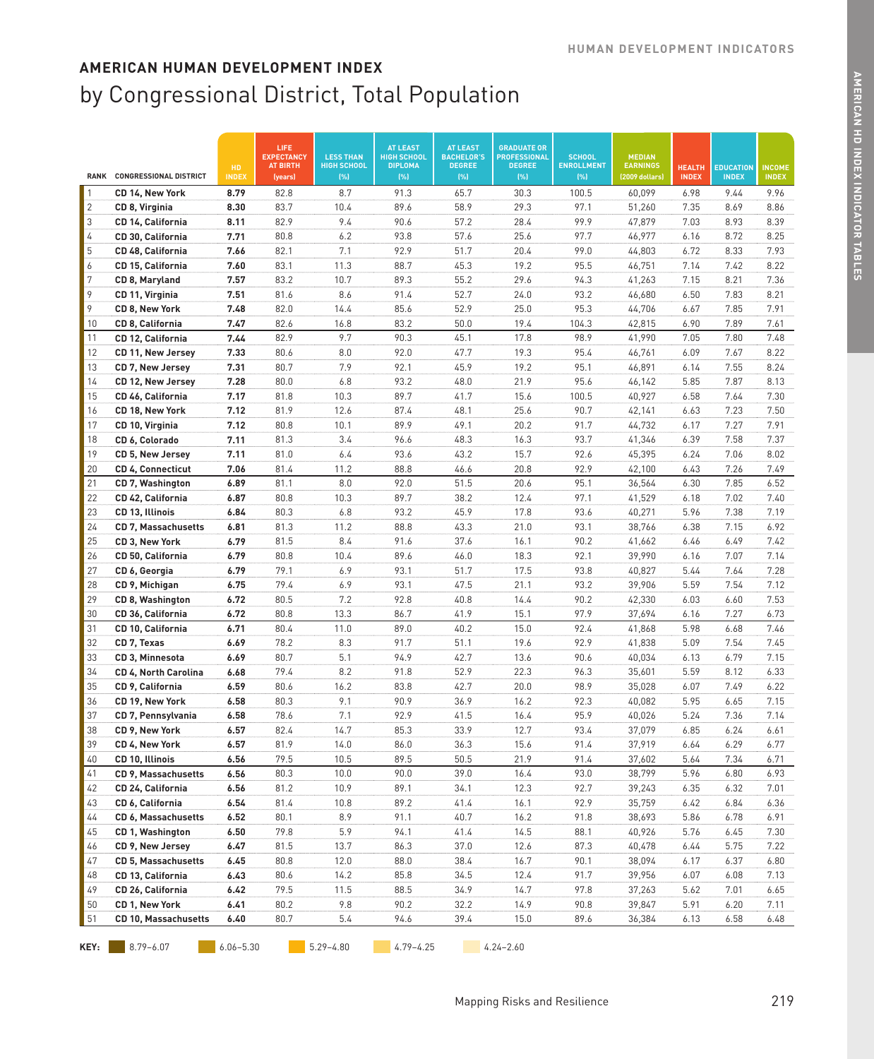## AMERICAN HUMAN DEVELOPMENT INDEX

# by Congressional District, Total Population

| RANK | CONGRESSIONAL DISTRICT | HD INDEX | LIFE EXPECTANCY AT BIRTH (years) | LESS THAN HIGH SCHOOL (%) | AT LEAST HIGH SCHOOL DIPLOMA (%) | AT LEAST BACHELOR'S DEGREE (%) | GRADUATE OR PROFESSIONAL DEGREE (%) | SCHOOL ENROLLMENT (%) | MEDIAN EARNINGS (2009 dollars) | HEALTH INDEX | EDUCATION INDEX | INCOME INDEX |
|---|---|---|---|---|---|---|---|---|---|---|---|---|
| 1 | **CD 14, New York** | **8.79** | 82.8 | 8.7 | 91.3 | 65.7 | 30.3 | 100.5 | 60,099 | 6.98 | 9.44 | 9.96 |
| 2 | **CD 8, Virginia** | **8.30** | 83.7 | 10.4 | 89.6 | 58.9 | 29.3 | 97.1 | 51,260 | 7.35 | 8.69 | 8.86 |
| 3 | **CD 14, California** | **8.11** | 82.9 | 9.4 | 90.6 | 57.2 | 28.4 | 99.9 | 47,879 | 7.03 | 8.93 | 8.39 |
| 4 | **CD 30, California** | **7.71** | 80.8 | 6.2 | 93.8 | 57.6 | 25.6 | 97.7 | 46,977 | 6.16 | 8.72 | 8.25 |
| 5 | **CD 48, California** | **7.66** | 82.1 | 7.1 | 92.9 | 51.7 | 20.4 | 99.0 | 44,803 | 6.72 | 8.33 | 7.93 |
| 6 | **CD 15, California** | **7.60** | 83.1 | 11.3 | 88.7 | 45.3 | 19.2 | 95.5 | 46,751 | 7.14 | 7.42 | 8.22 |
| 7 | **CD 8, Maryland** | **7.57** | 83.2 | 10.7 | 89.3 | 55.2 | 29.6 | 94.3 | 41,263 | 7.15 | 8.21 | 7.36 |
| 9 | **CD 11, Virginia** | **7.51** | 81.6 | 8.6 | 91.4 | 52.7 | 24.0 | 93.2 | 46,680 | 6.50 | 7.83 | 8.21 |
| 9 | **CD 8, New York** | **7.48** | 82.0 | 14.4 | 85.6 | 52.9 | 25.0 | 95.3 | 44,706 | 6.67 | 7.85 | 7.91 |
| 10 | **CD 8, California** | **7.47** | 82.6 | 16.8 | 83.2 | 50.0 | 19.4 | 104.3 | 42,815 | 6.90 | 7.89 | 7.61 |
| 11 | **CD 12, California** | **7.44** | 82.9 | 9.7 | 90.3 | 45.1 | 17.8 | 98.9 | 41,990 | 7.05 | 7.80 | 7.48 |
| 12 | **CD 11, New Jersey** | **7.33** | 80.6 | 8.0 | 92.0 | 47.7 | 19.3 | 95.4 | 46,761 | 6.09 | 7.67 | 8.22 |
| 13 | **CD 7, New Jersey** | **7.31** | 80.7 | 7.9 | 92.1 | 45.9 | 19.2 | 95.1 | 46,891 | 6.14 | 7.55 | 8.24 |
| 14 | **CD 12, New Jersey** | **7.28** | 80.0 | 6.8 | 93.2 | 48.0 | 21.9 | 95.6 | 46,142 | 5.85 | 7.87 | 8.13 |
| 15 | **CD 46, California** | **7.17** | 81.8 | 10.3 | 89.7 | 41.7 | 15.6 | 100.5 | 40,927 | 6.58 | 7.64 | 7.30 |
| 16 | **CD 18, New York** | **7.12** | 81.9 | 12.6 | 87.4 | 48.1 | 25.6 | 90.7 | 42,141 | 6.63 | 7.23 | 7.50 |
| 17 | **CD 10, Virginia** | **7.12** | 80.8 | 10.1 | 89.9 | 49.1 | 20.2 | 91.7 | 44,732 | 6.17 | 7.27 | 7.91 |
| 18 | **CD 6, Colorado** | **7.11** | 81.3 | 3.4 | 96.6 | 48.3 | 16.3 | 93.7 | 41,346 | 6.39 | 7.58 | 7.37 |
| 19 | **CD 5, New Jersey** | **7.11** | 81.0 | 6.4 | 93.6 | 43.2 | 15.7 | 92.6 | 45,395 | 6.24 | 7.06 | 8.02 |
| 20 | **CD 4, Connecticut** | **7.06** | 81.4 | 11.2 | 88.8 | 46.6 | 20.8 | 92.9 | 42,100 | 6.43 | 7.26 | 7.49 |
| 21 | **CD 7, Washington** | **6.89** | 81.1 | 8.0 | 92.0 | 51.5 | 20.6 | 95.1 | 36,564 | 6.30 | 7.85 | 6.52 |
| 22 | **CD 42, California** | **6.87** | 80.8 | 10.3 | 89.7 | 38.2 | 12.4 | 97.1 | 41,529 | 6.18 | 7.02 | 7.40 |
| 23 | **CD 13, Illinois** | **6.84** | 80.3 | 6.8 | 93.2 | 45.9 | 17.8 | 93.6 | 40,271 | 5.96 | 7.38 | 7.19 |
| 24 | **CD 7, Massachusetts** | **6.81** | 81.3 | 11.2 | 88.8 | 43.3 | 21.0 | 93.1 | 38,766 | 6.38 | 7.15 | 6.92 |
| 25 | **CD 3, New York** | **6.79** | 81.5 | 8.4 | 91.6 | 37.6 | 16.1 | 90.2 | 41,662 | 6.46 | 6.49 | 7.42 |
| 26 | **CD 50, California** | **6.79** | 80.8 | 10.4 | 89.6 | 46.0 | 18.3 | 92.1 | 39,990 | 6.16 | 7.07 | 7.14 |
| 27 | **CD 6, Georgia** | **6.79** | 79.1 | 6.9 | 93.1 | 51.7 | 17.5 | 93.8 | 40,827 | 5.44 | 7.64 | 7.28 |
| 28 | **CD 9, Michigan** | **6.75** | 79.4 | 6.9 | 93.1 | 47.5 | 21.1 | 93.2 | 39,906 | 5.59 | 7.54 | 7.12 |
| 29 | **CD 8, Washington** | **6.72** | 80.5 | 7.2 | 92.8 | 40.8 | 14.4 | 90.2 | 42,330 | 6.03 | 6.60 | 7.53 |
| 30 | **CD 36, California** | **6.72** | 80.8 | 13.3 | 86.7 | 41.9 | 15.1 | 97.9 | 37,694 | 6.16 | 7.27 | 6.73 |
| 31 | **CD 10, California** | **6.71** | 80.4 | 11.0 | 89.0 | 40.2 | 15.0 | 92.4 | 41,868 | 5.98 | 6.68 | 7.46 |
| 32 | **CD 7, Texas** | **6.69** | 78.2 | 8.3 | 91.7 | 51.1 | 19.6 | 92.9 | 41,838 | 5.09 | 7.54 | 7.45 |
| 33 | **CD 3, Minnesota** | **6.69** | 80.7 | 5.1 | 94.9 | 42.7 | 13.6 | 90.6 | 40,034 | 6.13 | 6.79 | 7.15 |
| 34 | **CD 4, North Carolina** | **6.68** | 79.4 | 8.2 | 91.8 | 52.9 | 22.3 | 96.3 | 35,601 | 5.59 | 8.12 | 6.33 |
| 35 | **CD 9, California** | **6.59** | 80.6 | 16.2 | 83.8 | 42.7 | 20.0 | 98.9 | 35,028 | 6.07 | 7.49 | 6.22 |
| 36 | **CD 19, New York** | **6.58** | 80.3 | 9.1 | 90.9 | 36.9 | 16.2 | 92.3 | 40,082 | 5.95 | 6.65 | 7.15 |
| 37 | **CD 7, Pennsylvania** | **6.58** | 78.6 | 7.1 | 92.9 | 41.5 | 16.4 | 95.9 | 40,026 | 5.24 | 7.36 | 7.14 |
| 38 | **CD 9, New York** | **6.57** | 82.4 | 14.7 | 85.3 | 33.9 | 12.7 | 93.4 | 37,079 | 6.85 | 6.24 | 6.61 |
| 39 | **CD 4, New York** | **6.57** | 81.9 | 14.0 | 86.0 | 36.3 | 15.6 | 91.4 | 37,919 | 6.64 | 6.29 | 6.77 |
| 40 | **CD 10, Illinois** | **6.56** | 79.5 | 10.5 | 89.5 | 50.5 | 21.9 | 91.4 | 37,602 | 5.64 | 7.34 | 6.71 |
| 41 | **CD 9, Massachusetts** | **6.56** | 80.3 | 10.0 | 90.0 | 39.0 | 16.4 | 93.0 | 38,799 | 5.96 | 6.80 | 6.93 |
| 42 | **CD 24, California** | **6.56** | 81.2 | 10.9 | 89.1 | 34.1 | 12.3 | 92.7 | 39,243 | 6.35 | 6.32 | 7.01 |
| 43 | **CD 6, California** | **6.54** | 81.4 | 10.8 | 89.2 | 41.4 | 16.1 | 92.9 | 35,759 | 6.42 | 6.84 | 6.36 |
| 44 | **CD 6, Massachusetts** | **6.52** | 80.1 | 8.9 | 91.1 | 40.7 | 16.2 | 91.8 | 38,693 | 5.86 | 6.78 | 6.91 |
| 45 | **CD 1, Washington** | **6.50** | 79.8 | 5.9 | 94.1 | 41.4 | 14.5 | 88.1 | 40,926 | 5.76 | 6.45 | 7.30 |
| 46 | **CD 9, New Jersey** | **6.47** | 81.5 | 13.7 | 86.3 | 37.0 | 12.6 | 87.3 | 40,478 | 6.44 | 5.75 | 7.22 |
| 47 | **CD 5, Massachusetts** | **6.45** | 80.8 | 12.0 | 88.0 | 38.4 | 16.7 | 90.1 | 38,094 | 6.17 | 6.37 | 6.80 |
| 48 | **CD 13, California** | **6.43** | 80.6 | 14.2 | 85.8 | 34.5 | 12.4 | 91.7 | 39,956 | 6.07 | 6.08 | 7.13 |
| 49 | **CD 26, California** | **6.42** | 79.5 | 11.5 | 88.5 | 34.9 | 14.7 | 97.8 | 37,263 | 5.62 | 7.01 | 6.65 |
| 50 | **CD 1, New York** | **6.41** | 80.2 | 9.8 | 90.2 | 32.2 | 14.9 | 90.8 | 39,847 | 5.91 | 6.20 | 7.11 |
| 51 | **CD 10, Massachusetts** | **6.40** | 80.7 | 5.4 | 94.6 | 39.4 | 15.0 | 89.6 | 36,384 | 6.13 | 6.58 | 6.48 |

**KEY:** 8.79–6.07 | 6.06–5.30 | 5.29–4.80 | 4.79–4.25 | 4.24–2.60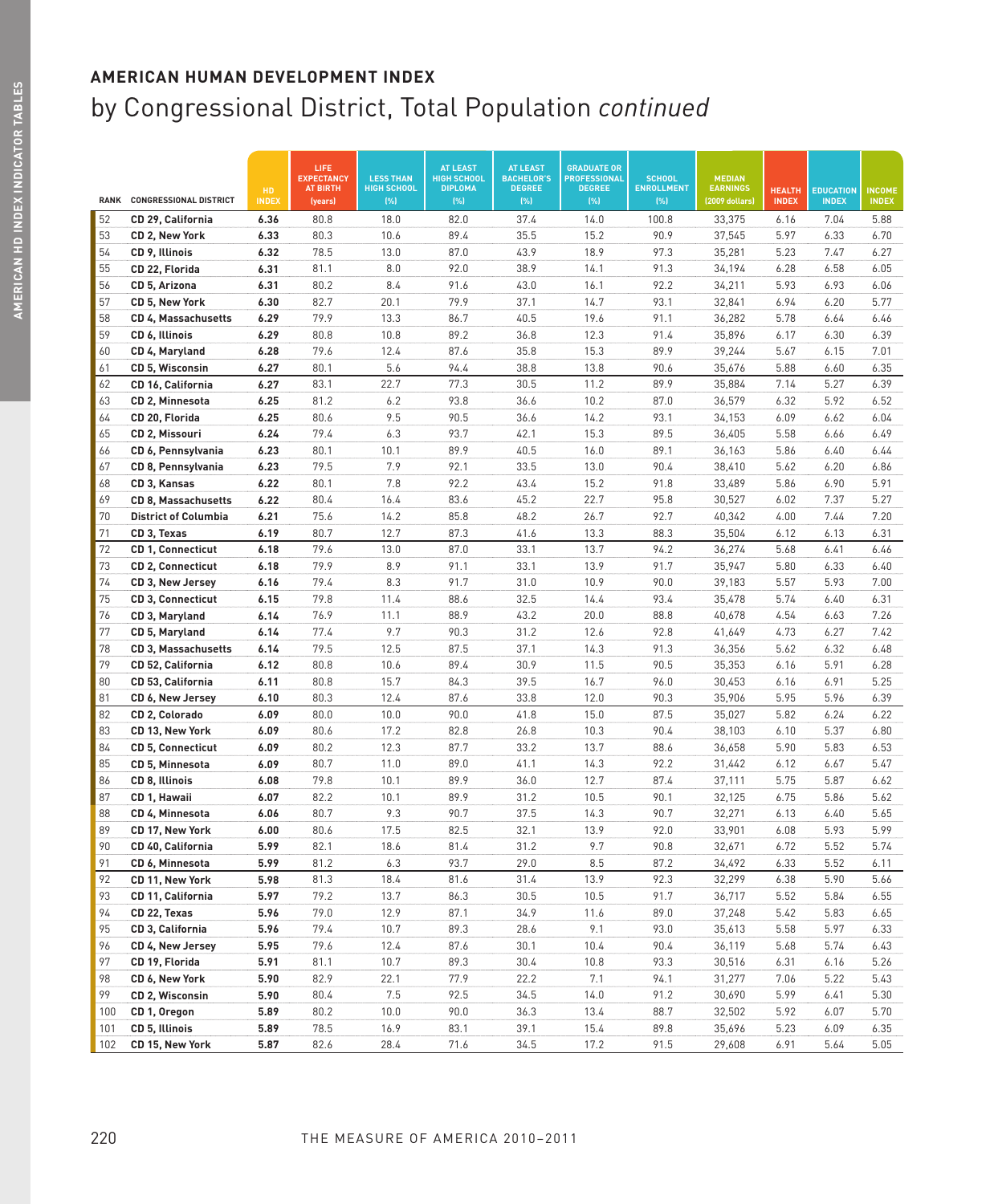## AMERICAN HUMAN DEVELOPMENT INDEX

# by Congressional District, Total Population *continued*

| RANK | CONGRESSIONAL DISTRICT | HD INDEX | LIFE EXPECTANCY AT BIRTH (years) | LESS THAN HIGH SCHOOL (%) | AT LEAST HIGH SCHOOL DIPLOMA (%) | AT LEAST BACHELOR'S DEGREE (%) | GRADUATE OR PROFESSIONAL DEGREE (%) | SCHOOL ENROLLMENT (%) | MEDIAN EARNINGS (2009 dollars) | HEALTH INDEX | EDUCATION INDEX | INCOME INDEX |
|---|---|---|---|---|---|---|---|---|---|---|---|---|
| 52 | **CD 29, California** | **6.36** | 80.8 | 18.0 | 82.0 | 37.4 | 14.0 | 100.8 | 33,375 | 6.16 | 7.04 | 5.88 |
| 53 | **CD 2, New York** | **6.33** | 80.3 | 10.6 | 89.4 | 35.5 | 15.2 | 90.9 | 37,545 | 5.97 | 6.33 | 6.70 |
| 54 | **CD 9, Illinois** | **6.32** | 78.5 | 13.0 | 87.0 | 43.9 | 18.9 | 97.3 | 35,281 | 5.23 | 7.47 | 6.27 |
| 55 | **CD 22, Florida** | **6.31** | 81.1 | 8.0 | 92.0 | 38.9 | 14.1 | 91.3 | 34,194 | 6.28 | 6.58 | 6.05 |
| 56 | **CD 5, Arizona** | **6.31** | 80.2 | 8.4 | 91.6 | 43.0 | 16.1 | 92.2 | 34,211 | 5.93 | 6.93 | 6.06 |
| 57 | **CD 5, New York** | **6.30** | 82.7 | 20.1 | 79.9 | 37.1 | 14.7 | 93.1 | 32,841 | 6.94 | 6.20 | 5.77 |
| 58 | **CD 4, Massachusetts** | **6.29** | 79.9 | 13.3 | 86.7 | 40.5 | 19.6 | 91.1 | 36,282 | 5.78 | 6.64 | 6.46 |
| 59 | **CD 6, Illinois** | **6.29** | 80.8 | 10.8 | 89.2 | 36.8 | 12.3 | 91.4 | 35,896 | 6.17 | 6.30 | 6.39 |
| 60 | **CD 4, Maryland** | **6.28** | 79.6 | 12.4 | 87.6 | 35.8 | 15.3 | 89.9 | 39,244 | 5.67 | 6.15 | 7.01 |
| 61 | **CD 5, Wisconsin** | **6.27** | 80.1 | 5.6 | 94.4 | 38.8 | 13.8 | 90.6 | 35,676 | 5.88 | 6.60 | 6.35 |
| 62 | **CD 16, California** | **6.27** | 83.1 | 22.7 | 77.3 | 30.5 | 11.2 | 89.9 | 35,884 | 7.14 | 5.27 | 6.39 |
| 63 | **CD 2, Minnesota** | **6.25** | 81.2 | 6.2 | 93.8 | 36.6 | 10.2 | 87.0 | 36,579 | 6.32 | 5.92 | 6.52 |
| 64 | **CD 20, Florida** | **6.25** | 80.6 | 9.5 | 90.5 | 36.6 | 14.2 | 93.1 | 34,153 | 6.09 | 6.62 | 6.04 |
| 65 | **CD 2, Missouri** | **6.24** | 79.4 | 6.3 | 93.7 | 42.1 | 15.3 | 89.5 | 36,405 | 5.58 | 6.66 | 6.49 |
| 66 | **CD 6, Pennsylvania** | **6.23** | 80.1 | 10.1 | 89.9 | 40.5 | 16.0 | 89.1 | 36,163 | 5.86 | 6.40 | 6.44 |
| 67 | **CD 8, Pennsylvania** | **6.23** | 79.5 | 7.9 | 92.1 | 33.5 | 13.0 | 90.4 | 38,410 | 5.62 | 6.20 | 6.86 |
| 68 | **CD 3, Kansas** | **6.22** | 80.1 | 7.8 | 92.2 | 43.4 | 15.2 | 91.8 | 33,489 | 5.86 | 6.90 | 5.91 |
| 69 | **CD 8, Massachusetts** | **6.22** | 80.4 | 16.4 | 83.6 | 45.2 | 22.7 | 95.8 | 30,527 | 6.02 | 7.37 | 5.27 |
| 70 | **District of Columbia** | **6.21** | 75.6 | 14.2 | 85.8 | 48.2 | 26.7 | 92.7 | 40,342 | 4.00 | 7.44 | 7.20 |
| 71 | **CD 3, Texas** | **6.19** | 80.7 | 12.7 | 87.3 | 41.6 | 13.3 | 88.3 | 35,504 | 6.12 | 6.13 | 6.31 |
| 72 | **CD 1, Connecticut** | **6.18** | 79.6 | 13.0 | 87.0 | 33.1 | 13.7 | 94.2 | 36,274 | 5.68 | 6.41 | 6.46 |
| 73 | **CD 2, Connecticut** | **6.18** | 79.9 | 8.9 | 91.1 | 33.1 | 13.9 | 91.7 | 35,947 | 5.80 | 6.33 | 6.40 |
| 74 | **CD 3, New Jersey** | **6.16** | 79.4 | 8.3 | 91.7 | 31.0 | 10.9 | 90.0 | 39,183 | 5.57 | 5.93 | 7.00 |
| 75 | **CD 3, Connecticut** | **6.15** | 79.8 | 11.4 | 88.6 | 32.5 | 14.4 | 93.4 | 35,478 | 5.74 | 6.40 | 6.31 |
| 76 | **CD 3, Maryland** | **6.14** | 76.9 | 11.1 | 88.9 | 43.2 | 20.0 | 88.8 | 40,678 | 4.54 | 6.63 | 7.26 |
| 77 | **CD 5, Maryland** | **6.14** | 77.4 | 9.7 | 90.3 | 31.2 | 12.6 | 92.8 | 41,649 | 4.73 | 6.27 | 7.42 |
| 78 | **CD 3, Massachusetts** | **6.14** | 79.5 | 12.5 | 87.5 | 37.1 | 14.3 | 91.3 | 36,356 | 5.62 | 6.32 | 6.48 |
| 79 | **CD 52, California** | **6.12** | 80.8 | 10.6 | 89.4 | 30.9 | 11.5 | 90.5 | 35,353 | 6.16 | 5.91 | 6.28 |
| 80 | **CD 53, California** | **6.11** | 80.8 | 15.7 | 84.3 | 39.5 | 16.7 | 96.0 | 30,453 | 6.16 | 6.91 | 5.25 |
| 81 | **CD 6, New Jersey** | **6.10** | 80.3 | 12.4 | 87.6 | 33.8 | 12.0 | 90.3 | 35,906 | 5.95 | 5.96 | 6.39 |
| 82 | **CD 2, Colorado** | **6.09** | 80.0 | 10.0 | 90.0 | 41.8 | 15.0 | 87.5 | 35,027 | 5.82 | 6.24 | 6.22 |
| 83 | **CD 13, New York** | **6.09** | 80.6 | 17.2 | 82.8 | 26.8 | 10.3 | 90.4 | 38,103 | 6.10 | 5.37 | 6.80 |
| 84 | **CD 5, Connecticut** | **6.09** | 80.2 | 12.3 | 87.7 | 33.2 | 13.7 | 88.6 | 36,658 | 5.90 | 5.83 | 6.53 |
| 85 | **CD 5, Minnesota** | **6.09** | 80.7 | 11.0 | 89.0 | 41.1 | 14.3 | 92.2 | 31,442 | 6.12 | 6.67 | 5.47 |
| 86 | **CD 8, Illinois** | **6.08** | 79.8 | 10.1 | 89.9 | 36.0 | 12.7 | 87.4 | 37,111 | 5.75 | 5.87 | 6.62 |
| 87 | **CD 1, Hawaii** | **6.07** | 82.2 | 10.1 | 89.9 | 31.2 | 10.5 | 90.1 | 32,125 | 6.75 | 5.86 | 5.62 |
| 88 | **CD 4, Minnesota** | **6.06** | 80.7 | 9.3 | 90.7 | 37.5 | 14.3 | 90.7 | 32,271 | 6.13 | 6.40 | 5.65 |
| 89 | **CD 17, New York** | **6.00** | 80.6 | 17.5 | 82.5 | 32.1 | 13.9 | 92.0 | 33,901 | 6.08 | 5.93 | 5.99 |
| 90 | **CD 40, California** | **5.99** | 82.1 | 18.6 | 81.4 | 31.2 | 9.7 | 90.8 | 32,671 | 6.72 | 5.52 | 5.74 |
| 91 | **CD 6, Minnesota** | **5.99** | 81.2 | 6.3 | 93.7 | 29.0 | 8.5 | 87.2 | 34,492 | 6.33 | 5.52 | 6.11 |
| 92 | **CD 11, New York** | **5.98** | 81.3 | 18.4 | 81.6 | 31.4 | 13.9 | 92.3 | 32,299 | 6.38 | 5.90 | 5.66 |
| 93 | **CD 11, California** | **5.97** | 79.2 | 13.7 | 86.3 | 30.5 | 10.5 | 91.7 | 36,717 | 5.52 | 5.84 | 6.55 |
| 94 | **CD 22, Texas** | **5.96** | 79.0 | 12.9 | 87.1 | 34.9 | 11.6 | 89.0 | 37,248 | 5.42 | 5.83 | 6.65 |
| 95 | **CD 3, California** | **5.96** | 79.4 | 10.7 | 89.3 | 28.6 | 9.1 | 93.0 | 35,613 | 5.58 | 5.97 | 6.33 |
| 96 | **CD 4, New Jersey** | **5.95** | 79.6 | 12.4 | 87.6 | 30.1 | 10.4 | 90.4 | 36,119 | 5.68 | 5.74 | 6.43 |
| 97 | **CD 19, Florida** | **5.91** | 81.1 | 10.7 | 89.3 | 30.4 | 10.8 | 93.3 | 30,516 | 6.31 | 6.16 | 5.26 |
| 98 | **CD 6, New York** | **5.90** | 82.9 | 22.1 | 77.9 | 22.2 | 7.1 | 94.1 | 31,277 | 7.06 | 5.22 | 5.43 |
| 99 | **CD 2, Wisconsin** | **5.90** | 80.4 | 7.5 | 92.5 | 34.5 | 14.0 | 91.2 | 30,690 | 5.99 | 6.41 | 5.30 |
| 100 | **CD 1, Oregon** | **5.89** | 80.2 | 10.0 | 90.0 | 36.3 | 13.4 | 88.7 | 32,502 | 5.92 | 6.07 | 5.70 |
| 101 | **CD 5, Illinois** | **5.89** | 78.5 | 16.9 | 83.1 | 39.1 | 15.4 | 89.8 | 35,696 | 5.23 | 6.09 | 6.35 |
| 102 | **CD 15, New York** | **5.87** | 82.6 | 28.4 | 71.6 | 34.5 | 17.2 | 91.5 | 29,608 | 6.91 | 5.64 | 5.05 |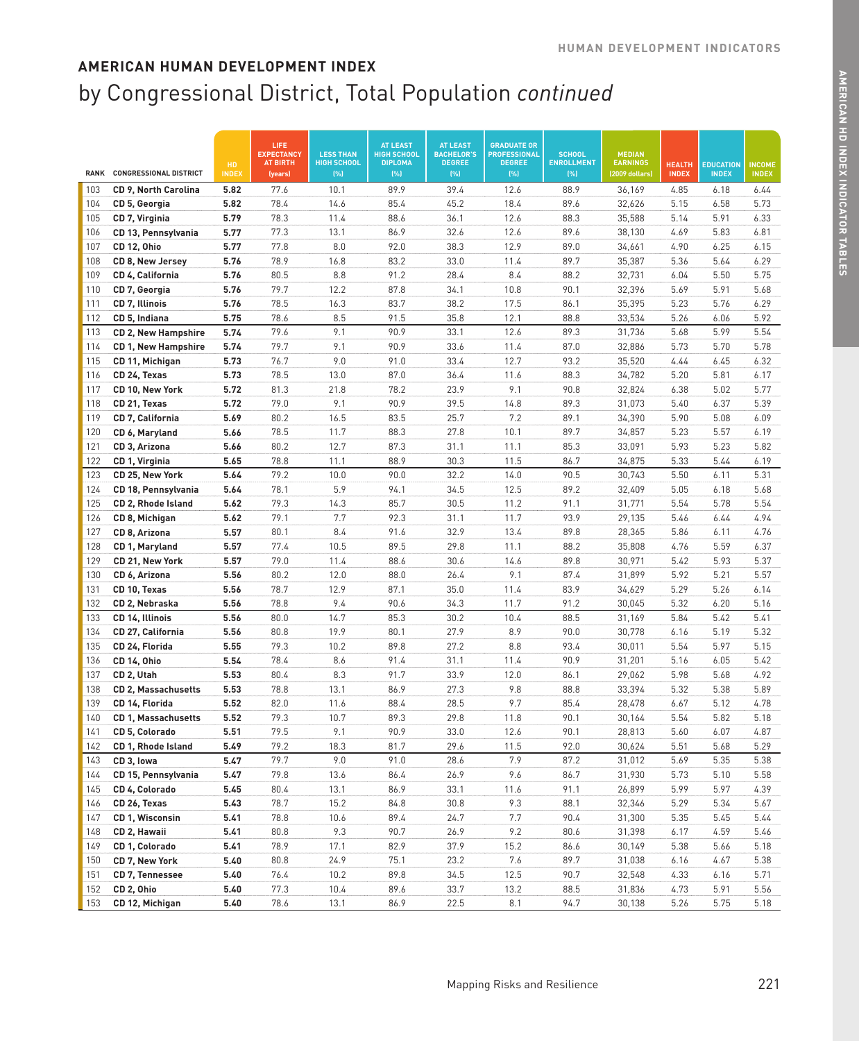## AMERICAN HUMAN DEVELOPMENT INDEX

# by Congressional District, Total Population *continued*

| RANK | CONGRESSIONAL DISTRICT | HD INDEX | LIFE EXPECTANCY AT BIRTH (years) | LESS THAN HIGH SCHOOL (%) | AT LEAST HIGH SCHOOL DIPLOMA (%) | AT LEAST BACHELOR'S DEGREE (%) | GRADUATE OR PROFESSIONAL DEGREE (%) | SCHOOL ENROLLMENT (%) | MEDIAN EARNINGS (2009 dollars) | HEALTH INDEX | EDUCATION INDEX | INCOME INDEX |
|---|---|---|---|---|---|---|---|---|---|---|---|---|
| 103 | **CD 9, North Carolina** | **5.82** | 77.6 | 10.1 | 89.9 | 39.4 | 12.6 | 88.9 | 36,169 | 4.85 | 6.18 | 6.44 |
| 104 | **CD 5, Georgia** | **5.82** | 78.4 | 14.6 | 85.4 | 45.2 | 18.4 | 89.6 | 32,626 | 5.15 | 6.58 | 5.73 |
| 105 | **CD 7, Virginia** | **5.79** | 78.3 | 11.4 | 88.6 | 36.1 | 12.6 | 88.3 | 35,588 | 5.14 | 5.91 | 6.33 |
| 106 | **CD 13, Pennsylvania** | **5.77** | 77.3 | 13.1 | 86.9 | 32.6 | 12.6 | 89.6 | 38,130 | 4.69 | 5.83 | 6.81 |
| 107 | **CD 12, Ohio** | **5.77** | 77.8 | 8.0 | 92.0 | 38.3 | 12.9 | 89.0 | 34,661 | 4.90 | 6.25 | 6.15 |
| 108 | **CD 8, New Jersey** | **5.76** | 78.9 | 16.8 | 83.2 | 33.0 | 11.4 | 89.7 | 35,387 | 5.36 | 5.64 | 6.29 |
| 109 | **CD 4, California** | **5.76** | 80.5 | 8.8 | 91.2 | 28.4 | 8.4 | 88.2 | 32,731 | 6.04 | 5.50 | 5.75 |
| 110 | **CD 7, Georgia** | **5.76** | 79.7 | 12.2 | 87.8 | 34.1 | 10.8 | 90.1 | 32,396 | 5.69 | 5.91 | 5.68 |
| 111 | **CD 7, Illinois** | **5.76** | 78.5 | 16.3 | 83.7 | 38.2 | 17.5 | 86.1 | 35,395 | 5.23 | 5.76 | 6.29 |
| 112 | **CD 5, Indiana** | **5.75** | 78.6 | 8.5 | 91.5 | 35.8 | 12.1 | 88.8 | 33,534 | 5.26 | 6.06 | 5.92 |
| 113 | **CD 2, New Hampshire** | **5.74** | 79.6 | 9.1 | 90.9 | 33.1 | 12.6 | 89.3 | 31,736 | 5.68 | 5.99 | 5.54 |
| 114 | **CD 1, New Hampshire** | **5.74** | 79.7 | 9.1 | 90.9 | 33.6 | 11.4 | 87.0 | 32,886 | 5.73 | 5.70 | 5.78 |
| 115 | **CD 11, Michigan** | **5.73** | 76.7 | 9.0 | 91.0 | 33.4 | 12.7 | 93.2 | 35,520 | 4.44 | 6.45 | 6.32 |
| 116 | **CD 24, Texas** | **5.73** | 78.5 | 13.0 | 87.0 | 36.4 | 11.6 | 88.3 | 34,782 | 5.20 | 5.81 | 6.17 |
| 117 | **CD 10, New York** | **5.72** | 81.3 | 21.8 | 78.2 | 23.9 | 9.1 | 90.8 | 32,824 | 6.38 | 5.02 | 5.77 |
| 118 | **CD 21, Texas** | **5.72** | 79.0 | 9.1 | 90.9 | 39.5 | 14.8 | 89.3 | 31,073 | 5.40 | 6.37 | 5.39 |
| 119 | **CD 7, California** | **5.69** | 80.2 | 16.5 | 83.5 | 25.7 | 7.2 | 89.1 | 34,390 | 5.90 | 5.08 | 6.09 |
| 120 | **CD 6, Maryland** | **5.66** | 78.5 | 11.7 | 88.3 | 27.8 | 10.1 | 89.7 | 34,857 | 5.23 | 5.57 | 6.19 |
| 121 | **CD 3, Arizona** | **5.66** | 80.2 | 12.7 | 87.3 | 31.1 | 11.1 | 85.3 | 33,091 | 5.93 | 5.23 | 5.82 |
| 122 | **CD 1, Virginia** | **5.65** | 78.8 | 11.1 | 88.9 | 30.3 | 11.5 | 86.7 | 34,875 | 5.33 | 5.44 | 6.19 |
| 123 | **CD 25, New York** | **5.64** | 79.2 | 10.0 | 90.0 | 32.2 | 14.0 | 90.5 | 30,743 | 5.50 | 6.11 | 5.31 |
| 124 | **CD 18, Pennsylvania** | **5.64** | 78.1 | 5.9 | 94.1 | 34.5 | 12.5 | 89.2 | 32,409 | 5.05 | 6.18 | 5.68 |
| 125 | **CD 2, Rhode Island** | **5.62** | 79.3 | 14.3 | 85.7 | 30.5 | 11.2 | 91.1 | 31,771 | 5.54 | 5.78 | 5.54 |
| 126 | **CD 8, Michigan** | **5.62** | 79.1 | 7.7 | 92.3 | 31.1 | 11.7 | 93.9 | 29,135 | 5.46 | 6.44 | 4.94 |
| 127 | **CD 8, Arizona** | **5.57** | 80.1 | 8.4 | 91.6 | 32.9 | 13.4 | 89.8 | 28,365 | 5.86 | 6.11 | 4.76 |
| 128 | **CD 1, Maryland** | **5.57** | 77.4 | 10.5 | 89.5 | 29.8 | 11.1 | 88.2 | 35,808 | 4.76 | 5.59 | 6.37 |
| 129 | **CD 21, New York** | **5.57** | 79.0 | 11.4 | 88.6 | 30.6 | 14.6 | 89.8 | 30,971 | 5.42 | 5.93 | 5.37 |
| 130 | **CD 6, Arizona** | **5.56** | 80.2 | 12.0 | 88.0 | 26.4 | 9.1 | 87.4 | 31,899 | 5.92 | 5.21 | 5.57 |
| 131 | **CD 10, Texas** | **5.56** | 78.7 | 12.9 | 87.1 | 35.0 | 11.4 | 83.9 | 34,629 | 5.29 | 5.26 | 6.14 |
| 132 | **CD 2, Nebraska** | **5.56** | 78.8 | 9.4 | 90.6 | 34.3 | 11.7 | 91.2 | 30,045 | 5.32 | 6.20 | 5.16 |
| 133 | **CD 14, Illinois** | **5.56** | 80.0 | 14.7 | 85.3 | 30.2 | 10.4 | 88.5 | 31,169 | 5.84 | 5.42 | 5.41 |
| 134 | **CD 27, California** | **5.56** | 80.8 | 19.9 | 80.1 | 27.9 | 8.9 | 90.0 | 30,778 | 6.16 | 5.19 | 5.32 |
| 135 | **CD 24, Florida** | **5.55** | 79.3 | 10.2 | 89.8 | 27.2 | 8.8 | 93.4 | 30,011 | 5.54 | 5.97 | 5.15 |
| 136 | **CD 14, Ohio** | **5.54** | 78.4 | 8.6 | 91.4 | 31.1 | 11.4 | 90.9 | 31,201 | 5.16 | 6.05 | 5.42 |
| 137 | **CD 2, Utah** | **5.53** | 80.4 | 8.3 | 91.7 | 33.9 | 12.0 | 86.1 | 29,062 | 5.98 | 5.68 | 4.92 |
| 138 | **CD 2, Massachusetts** | **5.53** | 78.8 | 13.1 | 86.9 | 27.3 | 9.8 | 88.8 | 33,394 | 5.32 | 5.38 | 5.89 |
| 139 | **CD 14, Florida** | **5.52** | 82.0 | 11.6 | 88.4 | 28.5 | 9.7 | 85.4 | 28,478 | 6.67 | 5.12 | 4.78 |
| 140 | **CD 1, Massachusetts** | **5.52** | 79.3 | 10.7 | 89.3 | 29.8 | 11.8 | 90.1 | 30,164 | 5.54 | 5.82 | 5.18 |
| 141 | **CD 5, Colorado** | **5.51** | 79.5 | 9.1 | 90.9 | 33.0 | 12.6 | 90.1 | 28,813 | 5.60 | 6.07 | 4.87 |
| 142 | **CD 1, Rhode Island** | **5.49** | 79.2 | 18.3 | 81.7 | 29.6 | 11.5 | 92.0 | 30,624 | 5.51 | 5.68 | 5.29 |
| 143 | **CD 3, Iowa** | **5.47** | 79.7 | 9.0 | 91.0 | 28.6 | 7.9 | 87.2 | 31,012 | 5.69 | 5.35 | 5.38 |
| 144 | **CD 15, Pennsylvania** | **5.47** | 79.8 | 13.6 | 86.4 | 26.9 | 9.6 | 86.7 | 31,930 | 5.73 | 5.10 | 5.58 |
| 145 | **CD 4, Colorado** | **5.45** | 80.4 | 13.1 | 86.9 | 33.1 | 11.6 | 91.1 | 26,899 | 5.99 | 5.97 | 4.39 |
| 146 | **CD 26, Texas** | **5.43** | 78.7 | 15.2 | 84.8 | 30.8 | 9.3 | 88.1 | 32,346 | 5.29 | 5.34 | 5.67 |
| 147 | **CD 1, Wisconsin** | **5.41** | 78.8 | 10.6 | 89.4 | 24.7 | 7.7 | 90.4 | 31,300 | 5.35 | 5.45 | 5.44 |
| 148 | **CD 2, Hawaii** | **5.41** | 80.8 | 9.3 | 90.7 | 26.9 | 9.2 | 80.6 | 31,398 | 6.17 | 4.59 | 5.46 |
| 149 | **CD 1, Colorado** | **5.41** | 78.9 | 17.1 | 82.9 | 37.9 | 15.2 | 86.6 | 30,149 | 5.38 | 5.66 | 5.18 |
| 150 | **CD 7, New York** | **5.40** | 80.8 | 24.9 | 75.1 | 23.2 | 7.6 | 89.7 | 31,038 | 6.16 | 4.67 | 5.38 |
| 151 | **CD 7, Tennessee** | **5.40** | 76.4 | 10.2 | 89.8 | 34.5 | 12.5 | 90.7 | 32,548 | 4.33 | 6.16 | 5.71 |
| 152 | **CD 2, Ohio** | **5.40** | 77.3 | 10.4 | 89.6 | 33.7 | 13.2 | 88.5 | 31,836 | 4.73 | 5.91 | 5.56 |
| 153 | **CD 12, Michigan** | **5.40** | 78.6 | 13.1 | 86.9 | 22.5 | 8.1 | 94.7 | 30,138 | 5.26 | 5.75 | 5.18 |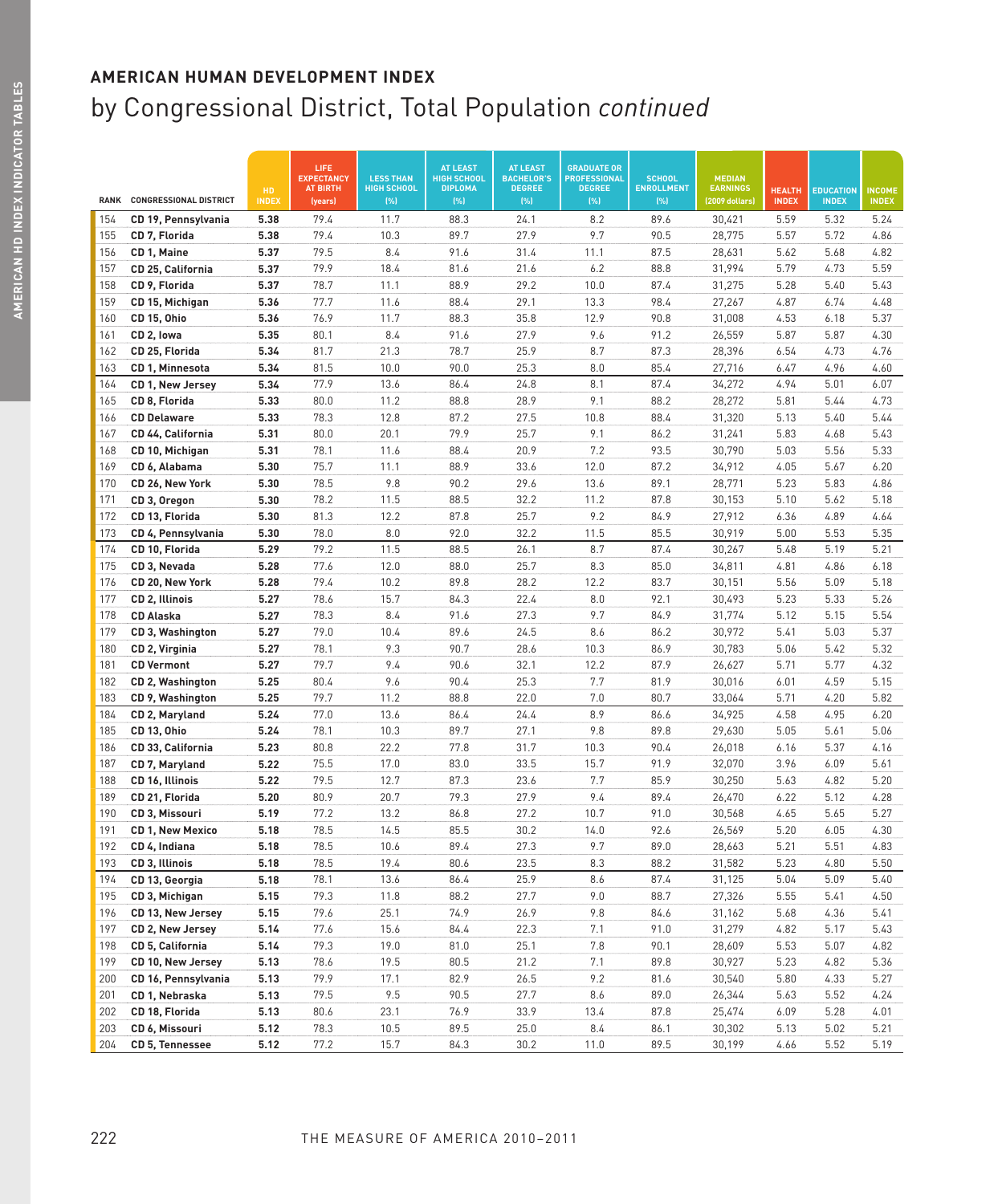## AMERICAN HUMAN DEVELOPMENT INDEX

# by Congressional District, Total Population *continued*

| RANK | CONGRESSIONAL DISTRICT | HD INDEX | LIFE EXPECTANCY AT BIRTH (years) | LESS THAN HIGH SCHOOL (%) | AT LEAST HIGH SCHOOL DIPLOMA (%) | AT LEAST BACHELOR'S DEGREE (%) | GRADUATE OR PROFESSIONAL DEGREE (%) | SCHOOL ENROLLMENT (%) | MEDIAN EARNINGS (2009 dollars) | HEALTH INDEX | EDUCATION INDEX | INCOME INDEX |
|---|---|---|---|---|---|---|---|---|---|---|---|---|
| 154 | **CD 19, Pennsylvania** | **5.38** | 79.4 | 11.7 | 88.3 | 24.1 | 8.2 | 89.6 | 30,421 | 5.59 | 5.32 | 5.24 |
| 155 | **CD 7, Florida** | **5.38** | 79.4 | 10.3 | 89.7 | 27.9 | 9.7 | 90.5 | 28,775 | 5.57 | 5.72 | 4.86 |
| 156 | **CD 1, Maine** | **5.37** | 79.5 | 8.4 | 91.6 | 31.4 | 11.1 | 87.5 | 28,631 | 5.62 | 5.68 | 4.82 |
| 157 | **CD 25, California** | **5.37** | 79.9 | 18.4 | 81.6 | 21.6 | 6.2 | 88.8 | 31,994 | 5.79 | 4.73 | 5.59 |
| 158 | **CD 9, Florida** | **5.37** | 78.7 | 11.1 | 88.9 | 29.2 | 10.0 | 87.4 | 31,275 | 5.28 | 5.40 | 5.43 |
| 159 | **CD 15, Michigan** | **5.36** | 77.7 | 11.6 | 88.4 | 29.1 | 13.3 | 98.4 | 27,267 | 4.87 | 6.74 | 4.48 |
| 160 | **CD 15, Ohio** | **5.36** | 76.9 | 11.7 | 88.3 | 35.8 | 12.9 | 90.8 | 31,008 | 4.53 | 6.18 | 5.37 |
| 161 | **CD 2, Iowa** | **5.35** | 80.1 | 8.4 | 91.6 | 27.9 | 9.6 | 91.2 | 26,559 | 5.87 | 5.87 | 4.30 |
| 162 | **CD 25, Florida** | **5.34** | 81.7 | 21.3 | 78.7 | 25.9 | 8.7 | 87.3 | 28,396 | 6.54 | 4.73 | 4.76 |
| 163 | **CD 1, Minnesota** | **5.34** | 81.5 | 10.0 | 90.0 | 25.3 | 8.0 | 85.4 | 27,716 | 6.47 | 4.96 | 4.60 |
| 164 | **CD 1, New Jersey** | **5.34** | 77.9 | 13.6 | 86.4 | 24.8 | 8.1 | 87.4 | 34,272 | 4.94 | 5.01 | 6.07 |
| 165 | **CD 8, Florida** | **5.33** | 80.0 | 11.2 | 88.8 | 28.9 | 9.1 | 88.2 | 28,272 | 5.81 | 5.44 | 4.73 |
| 166 | **CD Delaware** | **5.33** | 78.3 | 12.8 | 87.2 | 27.5 | 10.8 | 88.4 | 31,320 | 5.13 | 5.40 | 5.44 |
| 167 | **CD 44, California** | **5.31** | 80.0 | 20.1 | 79.9 | 25.7 | 9.1 | 86.2 | 31,241 | 5.83 | 4.68 | 5.43 |
| 168 | **CD 10, Michigan** | **5.31** | 78.1 | 11.6 | 88.4 | 20.9 | 7.2 | 93.5 | 30,790 | 5.03 | 5.56 | 5.33 |
| 169 | **CD 6, Alabama** | **5.30** | 75.7 | 11.1 | 88.9 | 33.6 | 12.0 | 87.2 | 34,912 | 4.05 | 5.67 | 6.20 |
| 170 | **CD 26, New York** | **5.30** | 78.5 | 9.8 | 90.2 | 29.6 | 13.6 | 89.1 | 28,771 | 5.23 | 5.83 | 4.86 |
| 171 | **CD 3, Oregon** | **5.30** | 78.2 | 11.5 | 88.5 | 32.2 | 11.2 | 87.8 | 30,153 | 5.10 | 5.62 | 5.18 |
| 172 | **CD 13, Florida** | **5.30** | 81.3 | 12.2 | 87.8 | 25.7 | 9.2 | 84.9 | 27,912 | 6.36 | 4.89 | 4.64 |
| 173 | **CD 4, Pennsylvania** | **5.30** | 78.0 | 8.0 | 92.0 | 32.2 | 11.5 | 85.5 | 30,919 | 5.00 | 5.53 | 5.35 |
| 174 | **CD 10, Florida** | **5.29** | 79.2 | 11.5 | 88.5 | 26.1 | 8.7 | 87.4 | 30,267 | 5.48 | 5.19 | 5.21 |
| 175 | **CD 3, Nevada** | **5.28** | 77.6 | 12.0 | 88.0 | 25.7 | 8.3 | 85.0 | 34,811 | 4.81 | 4.86 | 6.18 |
| 176 | **CD 20, New York** | **5.28** | 79.4 | 10.2 | 89.8 | 28.2 | 12.2 | 83.7 | 30,151 | 5.56 | 5.09 | 5.18 |
| 177 | **CD 2, Illinois** | **5.27** | 78.6 | 15.7 | 84.3 | 22.4 | 8.0 | 92.1 | 30,493 | 5.23 | 5.33 | 5.26 |
| 178 | **CD Alaska** | **5.27** | 78.3 | 8.4 | 91.6 | 27.3 | 9.7 | 84.9 | 31,774 | 5.12 | 5.15 | 5.54 |
| 179 | **CD 3, Washington** | **5.27** | 79.0 | 10.4 | 89.6 | 24.5 | 8.6 | 86.2 | 30,972 | 5.41 | 5.03 | 5.37 |
| 180 | **CD 2, Virginia** | **5.27** | 78.1 | 9.3 | 90.7 | 28.6 | 10.3 | 86.9 | 30,783 | 5.06 | 5.42 | 5.32 |
| 181 | **CD Vermont** | **5.27** | 79.7 | 9.4 | 90.6 | 32.1 | 12.2 | 87.9 | 26,627 | 5.71 | 5.77 | 4.32 |
| 182 | **CD 2, Washington** | **5.25** | 80.4 | 9.6 | 90.4 | 25.3 | 7.7 | 81.9 | 30,016 | 6.01 | 4.59 | 5.15 |
| 183 | **CD 9, Washington** | **5.25** | 79.7 | 11.2 | 88.8 | 22.0 | 7.0 | 80.7 | 33,064 | 5.71 | 4.20 | 5.82 |
| 184 | **CD 2, Maryland** | **5.24** | 77.0 | 13.6 | 86.4 | 24.4 | 8.9 | 86.6 | 34,925 | 4.58 | 4.95 | 6.20 |
| 185 | **CD 13, Ohio** | **5.24** | 78.1 | 10.3 | 89.7 | 27.1 | 9.8 | 89.8 | 29,630 | 5.05 | 5.61 | 5.06 |
| 186 | **CD 33, California** | **5.23** | 80.8 | 22.2 | 77.8 | 31.7 | 10.3 | 90.4 | 26,018 | 6.16 | 5.37 | 4.16 |
| 187 | **CD 7, Maryland** | **5.22** | 75.5 | 17.0 | 83.0 | 33.5 | 15.7 | 91.9 | 32,070 | 3.96 | 6.09 | 5.61 |
| 188 | **CD 16, Illinois** | **5.22** | 79.5 | 12.7 | 87.3 | 23.6 | 7.7 | 85.9 | 30,250 | 5.63 | 4.82 | 5.20 |
| 189 | **CD 21, Florida** | **5.20** | 80.9 | 20.7 | 79.3 | 27.9 | 9.4 | 89.4 | 26,470 | 6.22 | 5.12 | 4.28 |
| 190 | **CD 3, Missouri** | **5.19** | 77.2 | 13.2 | 86.8 | 27.2 | 10.7 | 91.0 | 30,568 | 4.65 | 5.65 | 5.27 |
| 191 | **CD 1, New Mexico** | **5.18** | 78.5 | 14.5 | 85.5 | 30.2 | 14.0 | 92.6 | 26,569 | 5.20 | 6.05 | 4.30 |
| 192 | **CD 4, Indiana** | **5.18** | 78.5 | 10.6 | 89.4 | 27.3 | 9.7 | 89.0 | 28,663 | 5.21 | 5.51 | 4.83 |
| 193 | **CD 3, Illinois** | **5.18** | 78.5 | 19.4 | 80.6 | 23.5 | 8.3 | 88.2 | 31,582 | 5.23 | 4.80 | 5.50 |
| 194 | **CD 13, Georgia** | **5.18** | 78.1 | 13.6 | 86.4 | 25.9 | 8.6 | 87.4 | 31,125 | 5.04 | 5.09 | 5.40 |
| 195 | **CD 3, Michigan** | **5.15** | 79.3 | 11.8 | 88.2 | 27.7 | 9.0 | 88.7 | 27,326 | 5.55 | 5.41 | 4.50 |
| 196 | **CD 13, New Jersey** | **5.15** | 79.6 | 25.1 | 74.9 | 26.9 | 9.8 | 84.6 | 31,162 | 5.68 | 4.36 | 5.41 |
| 197 | **CD 2, New Jersey** | **5.14** | 77.6 | 15.6 | 84.4 | 22.3 | 7.1 | 91.0 | 31,279 | 4.82 | 5.17 | 5.43 |
| 198 | **CD 5, California** | **5.14** | 79.3 | 19.0 | 81.0 | 25.1 | 7.8 | 90.1 | 28,609 | 5.53 | 5.07 | 4.82 |
| 199 | **CD 10, New Jersey** | **5.13** | 78.6 | 19.5 | 80.5 | 21.2 | 7.1 | 89.8 | 30,927 | 5.23 | 4.82 | 5.36 |
| 200 | **CD 16, Pennsylvania** | **5.13** | 79.9 | 17.1 | 82.9 | 26.5 | 9.2 | 81.6 | 30,540 | 5.80 | 4.33 | 5.27 |
| 201 | **CD 1, Nebraska** | **5.13** | 79.5 | 9.5 | 90.5 | 27.7 | 8.6 | 89.0 | 26,344 | 5.63 | 5.52 | 4.24 |
| 202 | **CD 18, Florida** | **5.13** | 80.6 | 23.1 | 76.9 | 33.9 | 13.4 | 87.8 | 25,474 | 6.09 | 5.28 | 4.01 |
| 203 | **CD 6, Missouri** | **5.12** | 78.3 | 10.5 | 89.5 | 25.0 | 8.4 | 86.1 | 30,302 | 5.13 | 5.02 | 5.21 |
| 204 | **CD 5, Tennessee** | **5.12** | 77.2 | 15.7 | 84.3 | 30.2 | 11.0 | 89.5 | 30,199 | 4.66 | 5.52 | 5.19 |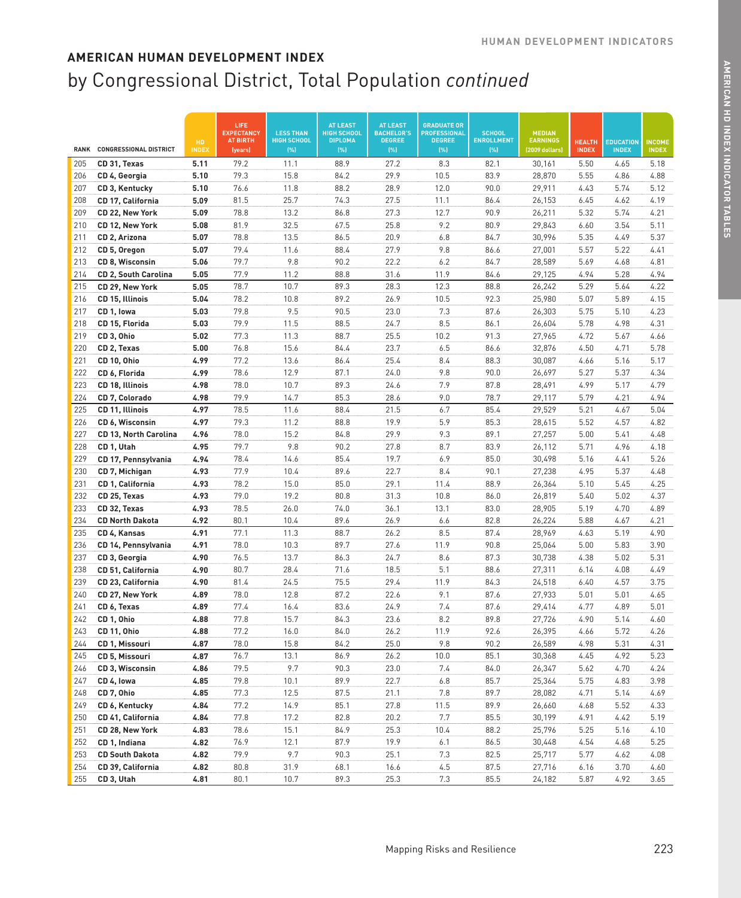## AMERICAN HUMAN DEVELOPMENT INDEX

# by Congressional District, Total Population *continued*

| RANK | CONGRESSIONAL DISTRICT | HD INDEX | LIFE EXPECTANCY AT BIRTH (years) | LESS THAN HIGH SCHOOL (%) | AT LEAST HIGH SCHOOL DIPLOMA (%) | AT LEAST BACHELOR'S DEGREE (%) | GRADUATE OR PROFESSIONAL DEGREE (%) | SCHOOL ENROLLMENT (%) | MEDIAN EARNINGS (2009 dollars) | HEALTH INDEX | EDUCATION INDEX | INCOME INDEX |
|---|---|---|---|---|---|---|---|---|---|---|---|---|
| 205 | **CD 31, Texas** | **5.11** | 79.2 | 11.1 | 88.9 | 27.2 | 8.3 | 82.1 | 30,161 | 5.50 | 4.65 | 5.18 |
| 206 | **CD 4, Georgia** | **5.10** | 79.3 | 15.8 | 84.2 | 29.9 | 10.5 | 83.9 | 28,870 | 5.55 | 4.86 | 4.88 |
| 207 | **CD 3, Kentucky** | **5.10** | 76.6 | 11.8 | 88.2 | 28.9 | 12.0 | 90.0 | 29,911 | 4.43 | 5.74 | 5.12 |
| 208 | **CD 17, California** | **5.09** | 81.5 | 25.7 | 74.3 | 27.5 | 11.1 | 86.4 | 26,153 | 6.45 | 4.62 | 4.19 |
| 209 | **CD 22, New York** | **5.09** | 78.8 | 13.2 | 86.8 | 27.3 | 12.7 | 90.9 | 26,211 | 5.32 | 5.74 | 4.21 |
| 210 | **CD 12, New York** | **5.08** | 81.9 | 32.5 | 67.5 | 25.8 | 9.2 | 80.9 | 29,843 | 6.60 | 3.54 | 5.11 |
| 211 | **CD 2, Arizona** | **5.07** | 78.8 | 13.5 | 86.5 | 20.9 | 6.8 | 84.7 | 30,996 | 5.35 | 4.49 | 5.37 |
| 212 | **CD 5, Oregon** | **5.07** | 79.4 | 11.6 | 88.4 | 27.9 | 9.8 | 86.6 | 27,001 | 5.57 | 5.22 | 4.41 |
| 213 | **CD 8, Wisconsin** | **5.06** | 79.7 | 9.8 | 90.2 | 22.2 | 6.2 | 84.7 | 28,589 | 5.69 | 4.68 | 4.81 |
| 214 | **CD 2, South Carolina** | **5.05** | 77.9 | 11.2 | 88.8 | 31.6 | 11.9 | 84.6 | 29,125 | 4.94 | 5.28 | 4.94 |
| 215 | **CD 29, New York** | **5.05** | 78.7 | 10.7 | 89.3 | 28.3 | 12.3 | 88.8 | 26,242 | 5.29 | 5.64 | 4.22 |
| 216 | **CD 15, Illinois** | **5.04** | 78.2 | 10.8 | 89.2 | 26.9 | 10.5 | 92.3 | 25,980 | 5.07 | 5.89 | 4.15 |
| 217 | **CD 1, Iowa** | **5.03** | 79.8 | 9.5 | 90.5 | 23.0 | 7.3 | 87.6 | 26,303 | 5.75 | 5.10 | 4.23 |
| 218 | **CD 15, Florida** | **5.03** | 79.9 | 11.5 | 88.5 | 24.7 | 8.5 | 86.1 | 26,604 | 5.78 | 4.98 | 4.31 |
| 219 | **CD 3, Ohio** | **5.02** | 77.3 | 11.3 | 88.7 | 25.5 | 10.2 | 91.3 | 27,965 | 4.72 | 5.67 | 4.66 |
| 220 | **CD 2, Texas** | **5.00** | 76.8 | 15.6 | 84.4 | 23.7 | 6.5 | 86.6 | 32,876 | 4.50 | 4.71 | 5.78 |
| 221 | **CD 10, Ohio** | **4.99** | 77.2 | 13.6 | 86.4 | 25.4 | 8.4 | 88.3 | 30,087 | 4.66 | 5.16 | 5.17 |
| 222 | **CD 6, Florida** | **4.99** | 78.6 | 12.9 | 87.1 | 24.0 | 9.8 | 90.0 | 26,697 | 5.27 | 5.37 | 4.34 |
| 223 | **CD 18, Illinois** | **4.98** | 78.0 | 10.7 | 89.3 | 24.6 | 7.9 | 87.8 | 28,491 | 4.99 | 5.17 | 4.79 |
| 224 | **CD 7, Colorado** | **4.98** | 79.9 | 14.7 | 85.3 | 28.6 | 9.0 | 78.7 | 29,117 | 5.79 | 4.21 | 4.94 |
| 225 | **CD 11, Illinois** | **4.97** | 78.5 | 11.6 | 88.4 | 21.5 | 6.7 | 85.4 | 29,529 | 5.21 | 4.67 | 5.04 |
| 226 | **CD 6, Wisconsin** | **4.97** | 79.3 | 11.2 | 88.8 | 19.9 | 5.9 | 85.3 | 28,615 | 5.52 | 4.57 | 4.82 |
| 227 | **CD 13, North Carolina** | **4.96** | 78.0 | 15.2 | 84.8 | 29.9 | 9.3 | 89.1 | 27,257 | 5.00 | 5.41 | 4.48 |
| 228 | **CD 1, Utah** | **4.95** | 79.7 | 9.8 | 90.2 | 27.8 | 8.7 | 83.9 | 26,112 | 5.71 | 4.96 | 4.18 |
| 229 | **CD 17, Pennsylvania** | **4.94** | 78.4 | 14.6 | 85.4 | 19.7 | 6.9 | 85.0 | 30,498 | 5.16 | 4.41 | 5.26 |
| 230 | **CD 7, Michigan** | **4.93** | 77.9 | 10.4 | 89.6 | 22.7 | 8.4 | 90.1 | 27,238 | 4.95 | 5.37 | 4.48 |
| 231 | **CD 1, California** | **4.93** | 78.2 | 15.0 | 85.0 | 29.1 | 11.4 | 88.9 | 26,364 | 5.10 | 5.45 | 4.25 |
| 232 | **CD 25, Texas** | **4.93** | 79.0 | 19.2 | 80.8 | 31.3 | 10.8 | 86.0 | 26,819 | 5.40 | 5.02 | 4.37 |
| 233 | **CD 32, Texas** | **4.93** | 78.5 | 26.0 | 74.0 | 36.1 | 13.1 | 83.0 | 28,905 | 5.19 | 4.70 | 4.89 |
| 234 | **CD North Dakota** | **4.92** | 80.1 | 10.4 | 89.6 | 26.9 | 6.6 | 82.8 | 26,224 | 5.88 | 4.67 | 4.21 |
| 235 | **CD 4, Kansas** | **4.91** | 77.1 | 11.3 | 88.7 | 26.2 | 8.5 | 87.4 | 28,969 | 4.63 | 5.19 | 4.90 |
| 236 | **CD 14, Pennsylvania** | **4.91** | 78.0 | 10.3 | 89.7 | 27.6 | 11.9 | 90.8 | 25,064 | 5.00 | 5.83 | 3.90 |
| 237 | **CD 3, Georgia** | **4.90** | 76.5 | 13.7 | 86.3 | 24.7 | 8.6 | 87.3 | 30,738 | 4.38 | 5.02 | 5.31 |
| 238 | **CD 51, California** | **4.90** | 80.7 | 28.4 | 71.6 | 18.5 | 5.1 | 88.6 | 27,311 | 6.14 | 4.08 | 4.49 |
| 239 | **CD 23, California** | **4.90** | 81.4 | 24.5 | 75.5 | 29.4 | 11.9 | 84.3 | 24,518 | 6.40 | 4.57 | 3.75 |
| 240 | **CD 27, New York** | **4.89** | 78.0 | 12.8 | 87.2 | 22.6 | 9.1 | 87.6 | 27,933 | 5.01 | 5.01 | 4.65 |
| 241 | **CD 6, Texas** | **4.89** | 77.4 | 16.4 | 83.6 | 24.9 | 7.4 | 87.6 | 29,414 | 4.77 | 4.89 | 5.01 |
| 242 | **CD 1, Ohio** | **4.88** | 77.8 | 15.7 | 84.3 | 23.6 | 8.2 | 89.8 | 27,726 | 4.90 | 5.14 | 4.60 |
| 243 | **CD 11, Ohio** | **4.88** | 77.2 | 16.0 | 84.0 | 26.2 | 11.9 | 92.6 | 26,395 | 4.66 | 5.72 | 4.26 |
| 244 | **CD 1, Missouri** | **4.87** | 78.0 | 15.8 | 84.2 | 25.0 | 9.8 | 90.2 | 26,589 | 4.98 | 5.31 | 4.31 |
| 245 | **CD 5, Missouri** | **4.87** | 76.7 | 13.1 | 86.9 | 26.2 | 10.0 | 85.1 | 30,368 | 4.45 | 4.92 | 5.23 |
| 246 | **CD 3, Wisconsin** | **4.86** | 79.5 | 9.7 | 90.3 | 23.0 | 7.4 | 84.0 | 26,347 | 5.62 | 4.70 | 4.24 |
| 247 | **CD 4, Iowa** | **4.85** | 79.8 | 10.1 | 89.9 | 22.7 | 6.8 | 85.7 | 25,364 | 5.75 | 4.83 | 3.98 |
| 248 | **CD 7, Ohio** | **4.85** | 77.3 | 12.5 | 87.5 | 21.1 | 7.8 | 89.7 | 28,082 | 4.71 | 5.14 | 4.69 |
| 249 | **CD 6, Kentucky** | **4.84** | 77.2 | 14.9 | 85.1 | 27.8 | 11.5 | 89.9 | 26,660 | 4.68 | 5.52 | 4.33 |
| 250 | **CD 41, California** | **4.84** | 77.8 | 17.2 | 82.8 | 20.2 | 7.7 | 85.5 | 30,199 | 4.91 | 4.42 | 5.19 |
| 251 | **CD 28, New York** | **4.83** | 78.6 | 15.1 | 84.9 | 25.3 | 10.4 | 88.2 | 25,796 | 5.25 | 5.16 | 4.10 |
| 252 | **CD 1, Indiana** | **4.82** | 76.9 | 12.1 | 87.9 | 19.9 | 6.1 | 86.5 | 30,448 | 4.54 | 4.68 | 5.25 |
| 253 | **CD South Dakota** | **4.82** | 79.9 | 9.7 | 90.3 | 25.1 | 7.3 | 82.5 | 25,717 | 5.77 | 4.62 | 4.08 |
| 254 | **CD 39, California** | **4.82** | 80.8 | 31.9 | 68.1 | 16.6 | 4.5 | 87.5 | 27,716 | 6.16 | 3.70 | 4.60 |
| 255 | **CD 3, Utah** | **4.81** | 80.1 | 10.7 | 89.3 | 25.3 | 7.3 | 85.5 | 24,182 | 5.87 | 4.92 | 3.65 |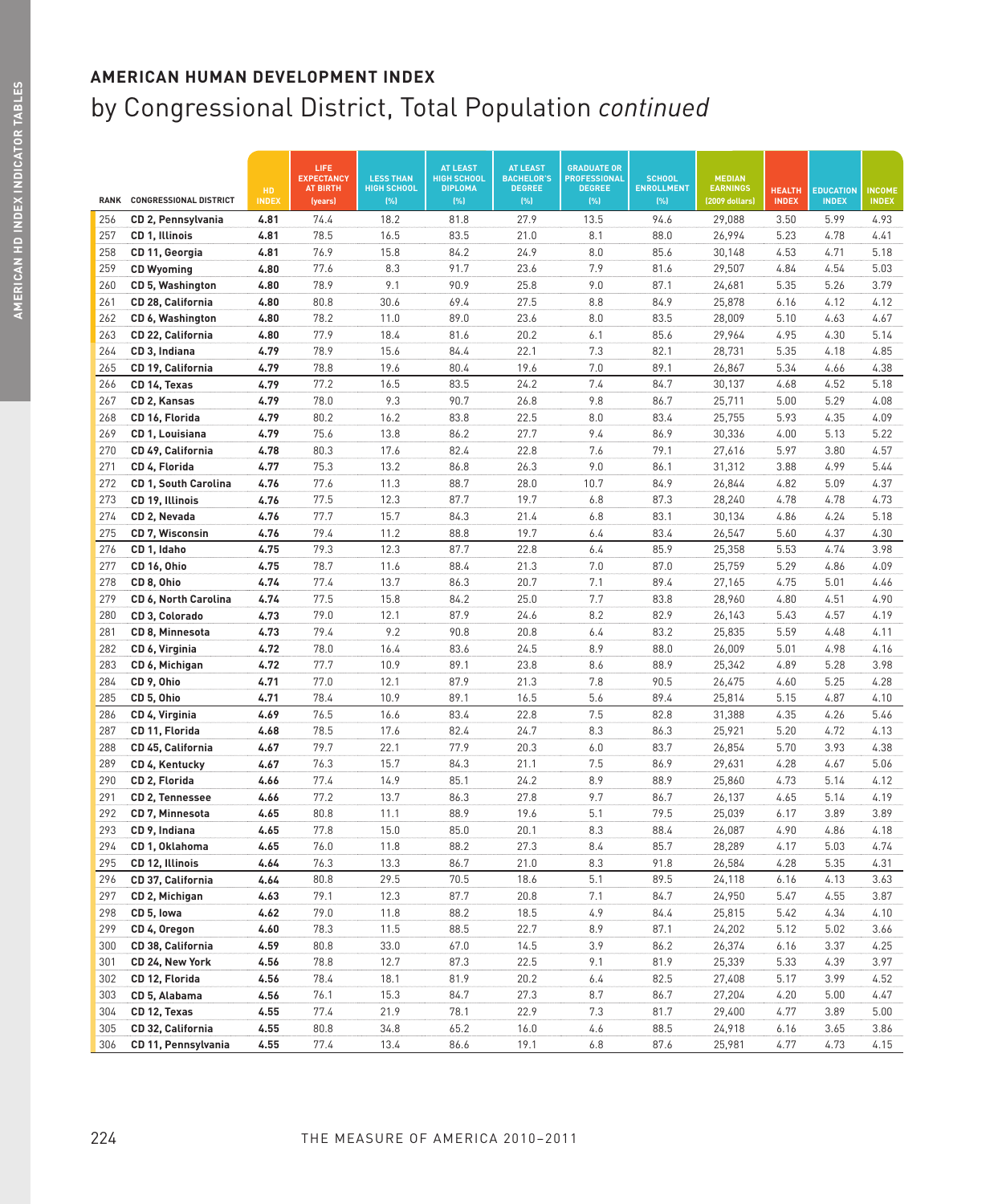## AMERICAN HUMAN DEVELOPMENT INDEX

# by Congressional District, Total Population *continued*

| RANK | CONGRESSIONAL DISTRICT | HD INDEX | LIFE EXPECTANCY AT BIRTH (years) | LESS THAN HIGH SCHOOL (%) | AT LEAST HIGH SCHOOL DIPLOMA (%) | AT LEAST BACHELOR'S DEGREE (%) | GRADUATE OR PROFESSIONAL DEGREE (%) | SCHOOL ENROLLMENT (%) | MEDIAN EARNINGS (2009 dollars) | HEALTH INDEX | EDUCATION INDEX | INCOME INDEX |
|---|---|---|---|---|---|---|---|---|---|---|---|---|
| 256 | **CD 2, Pennsylvania** | **4.81** | 74.4 | 18.2 | 81.8 | 27.9 | 13.5 | 94.6 | 29,088 | 3.50 | 5.99 | 4.93 |
| 257 | **CD 1, Illinois** | **4.81** | 78.5 | 16.5 | 83.5 | 21.0 | 8.1 | 88.0 | 26,994 | 5.23 | 4.78 | 4.41 |
| 258 | **CD 11, Georgia** | **4.81** | 76.9 | 15.8 | 84.2 | 24.9 | 8.0 | 85.6 | 30,148 | 4.53 | 4.71 | 5.18 |
| 259 | **CD Wyoming** | **4.80** | 77.6 | 8.3 | 91.7 | 23.6 | 7.9 | 81.6 | 29,507 | 4.84 | 4.54 | 5.03 |
| 260 | **CD 5, Washington** | **4.80** | 78.9 | 9.1 | 90.9 | 25.8 | 9.0 | 87.1 | 24,681 | 5.35 | 5.26 | 3.79 |
| 261 | **CD 28, California** | **4.80** | 80.8 | 30.6 | 69.4 | 27.5 | 8.8 | 84.9 | 25,878 | 6.16 | 4.12 | 4.12 |
| 262 | **CD 6, Washington** | **4.80** | 78.2 | 11.0 | 89.0 | 23.6 | 8.0 | 83.5 | 28,009 | 5.10 | 4.63 | 4.67 |
| 263 | **CD 22, California** | **4.80** | 77.9 | 18.4 | 81.6 | 20.2 | 6.1 | 85.6 | 29,964 | 4.95 | 4.30 | 5.14 |
| 264 | **CD 3, Indiana** | **4.79** | 78.9 | 15.6 | 84.4 | 22.1 | 7.3 | 82.1 | 28,731 | 5.35 | 4.18 | 4.85 |
| 265 | **CD 19, California** | **4.79** | 78.8 | 19.6 | 80.4 | 19.6 | 7.0 | 89.1 | 26,867 | 5.34 | 4.66 | 4.38 |
| 266 | **CD 14, Texas** | **4.79** | 77.2 | 16.5 | 83.5 | 24.2 | 7.4 | 84.7 | 30,137 | 4.68 | 4.52 | 5.18 |
| 267 | **CD 2, Kansas** | **4.79** | 78.0 | 9.3 | 90.7 | 26.8 | 9.8 | 86.7 | 25,711 | 5.00 | 5.29 | 4.08 |
| 268 | **CD 16, Florida** | **4.79** | 80.2 | 16.2 | 83.8 | 22.5 | 8.0 | 83.4 | 25,755 | 5.93 | 4.35 | 4.09 |
| 269 | **CD 1, Louisiana** | **4.79** | 75.6 | 13.8 | 86.2 | 27.7 | 9.4 | 86.9 | 30,336 | 4.00 | 5.13 | 5.22 |
| 270 | **CD 49, California** | **4.78** | 80.3 | 17.6 | 82.4 | 22.8 | 7.6 | 79.1 | 27,616 | 5.97 | 3.80 | 4.57 |
| 271 | **CD 4, Florida** | **4.77** | 75.3 | 13.2 | 86.8 | 26.3 | 9.0 | 86.1 | 31,312 | 3.88 | 4.99 | 5.44 |
| 272 | **CD 1, South Carolina** | **4.76** | 77.6 | 11.3 | 88.7 | 28.0 | 10.7 | 84.9 | 26,844 | 4.82 | 5.09 | 4.37 |
| 273 | **CD 19, Illinois** | **4.76** | 77.5 | 12.3 | 87.7 | 19.7 | 6.8 | 87.3 | 28,240 | 4.78 | 4.78 | 4.73 |
| 274 | **CD 2, Nevada** | **4.76** | 77.7 | 15.7 | 84.3 | 21.4 | 6.8 | 83.1 | 30,134 | 4.86 | 4.24 | 5.18 |
| 275 | **CD 7, Wisconsin** | **4.76** | 79.4 | 11.2 | 88.8 | 19.7 | 6.4 | 83.4 | 26,547 | 5.60 | 4.37 | 4.30 |
| 276 | **CD 1, Idaho** | **4.75** | 79.3 | 12.3 | 87.7 | 22.8 | 6.4 | 85.9 | 25,358 | 5.53 | 4.74 | 3.98 |
| 277 | **CD 16, Ohio** | **4.75** | 78.7 | 11.6 | 88.4 | 21.3 | 7.0 | 87.0 | 25,759 | 5.29 | 4.86 | 4.09 |
| 278 | **CD 8, Ohio** | **4.74** | 77.4 | 13.7 | 86.3 | 20.7 | 7.1 | 89.4 | 27,165 | 4.75 | 5.01 | 4.46 |
| 279 | **CD 6, North Carolina** | **4.74** | 77.5 | 15.8 | 84.2 | 25.0 | 7.7 | 83.8 | 28,960 | 4.80 | 4.51 | 4.90 |
| 280 | **CD 3, Colorado** | **4.73** | 79.0 | 12.1 | 87.9 | 24.6 | 8.2 | 82.9 | 26,143 | 5.43 | 4.57 | 4.19 |
| 281 | **CD 8, Minnesota** | **4.73** | 79.4 | 9.2 | 90.8 | 20.8 | 6.4 | 83.2 | 25,835 | 5.59 | 4.48 | 4.11 |
| 282 | **CD 6, Virginia** | **4.72** | 78.0 | 16.4 | 83.6 | 24.5 | 8.9 | 88.0 | 26,009 | 5.01 | 4.98 | 4.16 |
| 283 | **CD 6, Michigan** | **4.72** | 77.7 | 10.9 | 89.1 | 23.8 | 8.6 | 88.9 | 25,342 | 4.89 | 5.28 | 3.98 |
| 284 | **CD 9, Ohio** | **4.71** | 77.0 | 12.1 | 87.9 | 21.3 | 7.8 | 90.5 | 26,475 | 4.60 | 5.25 | 4.28 |
| 285 | **CD 5, Ohio** | **4.71** | 78.4 | 10.9 | 89.1 | 16.5 | 5.6 | 89.4 | 25,814 | 5.15 | 4.87 | 4.10 |
| 286 | **CD 4, Virginia** | **4.69** | 76.5 | 16.6 | 83.4 | 22.8 | 7.5 | 82.8 | 31,388 | 4.35 | 4.26 | 5.46 |
| 287 | **CD 11, Florida** | **4.68** | 78.5 | 17.6 | 82.4 | 24.7 | 8.3 | 86.3 | 25,921 | 5.20 | 4.72 | 4.13 |
| 288 | **CD 45, California** | **4.67** | 79.7 | 22.1 | 77.9 | 20.3 | 6.0 | 83.7 | 26,854 | 5.70 | 3.93 | 4.38 |
| 289 | **CD 4, Kentucky** | **4.67** | 76.3 | 15.7 | 84.3 | 21.1 | 7.5 | 86.9 | 29,631 | 4.28 | 4.67 | 5.06 |
| 290 | **CD 2, Florida** | **4.66** | 77.4 | 14.9 | 85.1 | 24.2 | 8.9 | 88.9 | 25,860 | 4.73 | 5.14 | 4.12 |
| 291 | **CD 2, Tennessee** | **4.66** | 77.2 | 13.7 | 86.3 | 27.8 | 9.7 | 86.7 | 26,137 | 4.65 | 5.14 | 4.19 |
| 292 | **CD 7, Minnesota** | **4.65** | 80.8 | 11.1 | 88.9 | 19.6 | 5.1 | 79.5 | 25,039 | 6.17 | 3.89 | 3.89 |
| 293 | **CD 9, Indiana** | **4.65** | 77.8 | 15.0 | 85.0 | 20.1 | 8.3 | 88.4 | 26,087 | 4.90 | 4.86 | 4.18 |
| 294 | **CD 1, Oklahoma** | **4.65** | 76.0 | 11.8 | 88.2 | 27.3 | 8.4 | 85.7 | 28,289 | 4.17 | 5.03 | 4.74 |
| 295 | **CD 12, Illinois** | **4.64** | 76.3 | 13.3 | 86.7 | 21.0 | 8.3 | 91.8 | 26,584 | 4.28 | 5.35 | 4.31 |
| 296 | **CD 37, California** | **4.64** | 80.8 | 29.5 | 70.5 | 18.6 | 5.1 | 89.5 | 24,118 | 6.16 | 4.13 | 3.63 |
| 297 | **CD 2, Michigan** | **4.63** | 79.1 | 12.3 | 87.7 | 20.8 | 7.1 | 84.7 | 24,950 | 5.47 | 4.55 | 3.87 |
| 298 | **CD 5, Iowa** | **4.62** | 79.0 | 11.8 | 88.2 | 18.5 | 4.9 | 84.4 | 25,815 | 5.42 | 4.34 | 4.10 |
| 299 | **CD 4, Oregon** | **4.60** | 78.3 | 11.5 | 88.5 | 22.7 | 8.9 | 87.1 | 24,202 | 5.12 | 5.02 | 3.66 |
| 300 | **CD 38, California** | **4.59** | 80.8 | 33.0 | 67.0 | 14.5 | 3.9 | 86.2 | 26,374 | 6.16 | 3.37 | 4.25 |
| 301 | **CD 24, New York** | **4.56** | 78.8 | 12.7 | 87.3 | 22.5 | 9.1 | 81.9 | 25,339 | 5.33 | 4.39 | 3.97 |
| 302 | **CD 12, Florida** | **4.56** | 78.4 | 18.1 | 81.9 | 20.2 | 6.4 | 82.5 | 27,408 | 5.17 | 3.99 | 4.52 |
| 303 | **CD 5, Alabama** | **4.56** | 76.1 | 15.3 | 84.7 | 27.3 | 8.7 | 86.7 | 27,204 | 4.20 | 5.00 | 4.47 |
| 304 | **CD 12, Texas** | **4.55** | 77.4 | 21.9 | 78.1 | 22.9 | 7.3 | 81.7 | 29,400 | 4.77 | 3.89 | 5.00 |
| 305 | **CD 32, California** | **4.55** | 80.8 | 34.8 | 65.2 | 16.0 | 4.6 | 88.5 | 24,918 | 6.16 | 3.65 | 3.86 |
| 306 | **CD 11, Pennsylvania** | **4.55** | 77.4 | 13.4 | 86.6 | 19.1 | 6.8 | 87.6 | 25,981 | 4.77 | 4.73 | 4.15 |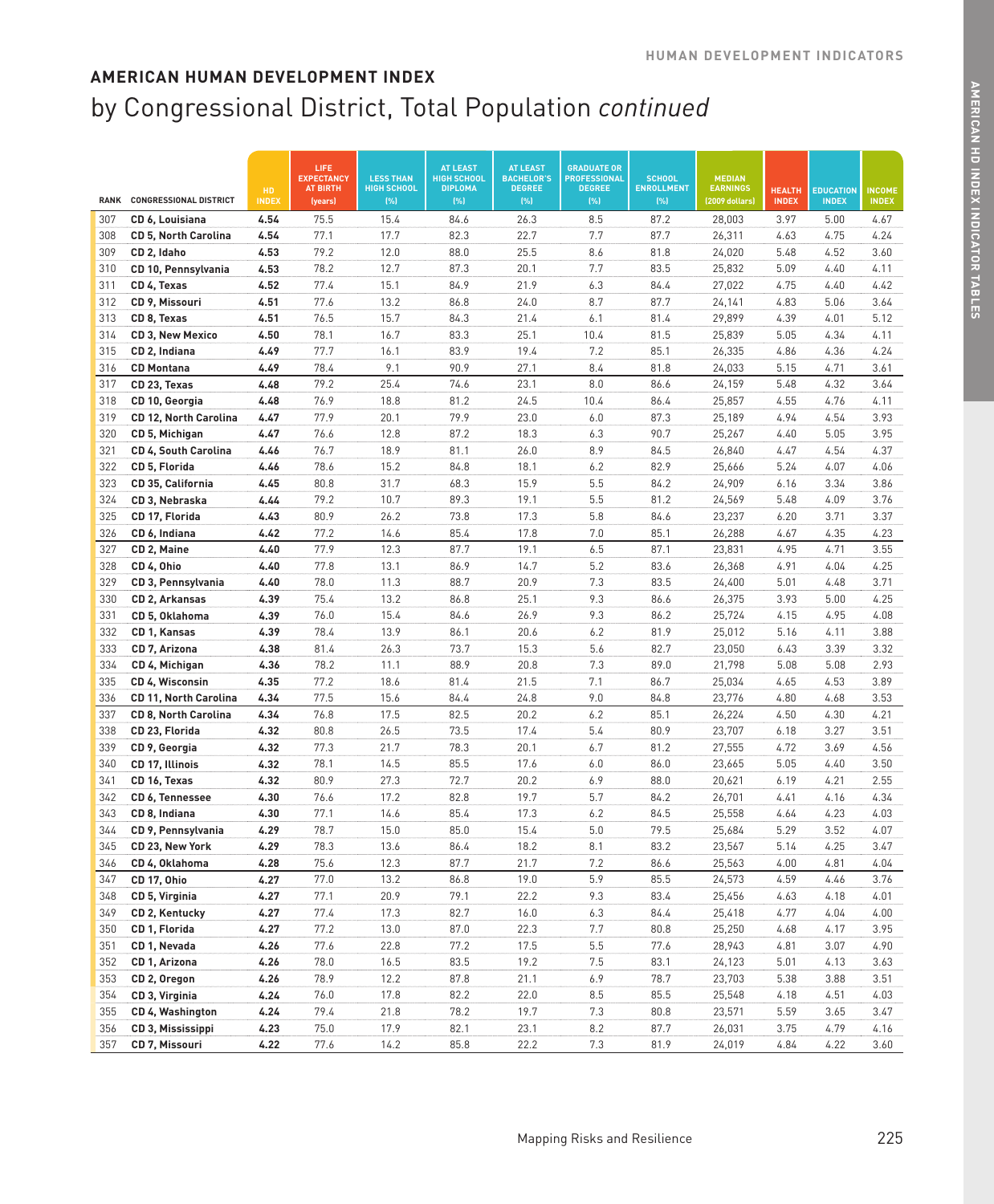## AMERICAN HUMAN DEVELOPMENT INDEX

# by Congressional District, Total Population *continued*

| RANK | CONGRESSIONAL DISTRICT | HD INDEX | LIFE EXPECTANCY AT BIRTH (years) | LESS THAN HIGH SCHOOL (%) | AT LEAST HIGH SCHOOL DIPLOMA (%) | AT LEAST BACHELOR'S DEGREE (%) | GRADUATE OR PROFESSIONAL DEGREE (%) | SCHOOL ENROLLMENT (%) | MEDIAN EARNINGS (2009 dollars) | HEALTH INDEX | EDUCATION INDEX | INCOME INDEX |
|---|---|---|---|---|---|---|---|---|---|---|---|---|
| 307 | **CD 6, Louisiana** | **4.54** | 75.5 | 15.4 | 84.6 | 26.3 | 8.5 | 87.2 | 28,003 | 3.97 | 5.00 | 4.67 |
| 308 | **CD 5, North Carolina** | **4.54** | 77.1 | 17.7 | 82.3 | 22.7 | 7.7 | 87.7 | 26,311 | 4.63 | 4.75 | 4.24 |
| 309 | **CD 2, Idaho** | **4.53** | 79.2 | 12.0 | 88.0 | 25.5 | 8.6 | 81.8 | 24,020 | 5.48 | 4.52 | 3.60 |
| 310 | **CD 10, Pennsylvania** | **4.53** | 78.2 | 12.7 | 87.3 | 20.1 | 7.7 | 83.5 | 25,832 | 5.09 | 4.40 | 4.11 |
| 311 | **CD 4, Texas** | **4.52** | 77.4 | 15.1 | 84.9 | 21.9 | 6.3 | 84.4 | 27,022 | 4.75 | 4.40 | 4.42 |
| 312 | **CD 9, Missouri** | **4.51** | 77.6 | 13.2 | 86.8 | 24.0 | 8.7 | 87.7 | 24,141 | 4.83 | 5.06 | 3.64 |
| 313 | **CD 8, Texas** | **4.51** | 76.5 | 15.7 | 84.3 | 21.4 | 6.1 | 81.4 | 29,899 | 4.39 | 4.01 | 5.12 |
| 314 | **CD 3, New Mexico** | **4.50** | 78.1 | 16.7 | 83.3 | 25.1 | 10.4 | 81.5 | 25,839 | 5.05 | 4.34 | 4.11 |
| 315 | **CD 2, Indiana** | **4.49** | 77.7 | 16.1 | 83.9 | 19.4 | 7.2 | 85.1 | 26,335 | 4.86 | 4.36 | 4.24 |
| 316 | **CD Montana** | **4.49** | 78.4 | 9.1 | 90.9 | 27.1 | 8.4 | 81.8 | 24,033 | 5.15 | 4.71 | 3.61 |
| 317 | **CD 23, Texas** | **4.48** | 79.2 | 25.4 | 74.6 | 23.1 | 8.0 | 86.6 | 24,159 | 5.48 | 4.32 | 3.64 |
| 318 | **CD 10, Georgia** | **4.48** | 76.9 | 18.8 | 81.2 | 24.5 | 10.4 | 86.4 | 25,857 | 4.55 | 4.76 | 4.11 |
| 319 | **CD 12, North Carolina** | **4.47** | 77.9 | 20.1 | 79.9 | 23.0 | 6.0 | 87.3 | 25,189 | 4.94 | 4.54 | 3.93 |
| 320 | **CD 5, Michigan** | **4.47** | 76.6 | 12.8 | 87.2 | 18.3 | 6.3 | 90.7 | 25,267 | 4.40 | 5.05 | 3.95 |
| 321 | **CD 4, South Carolina** | **4.46** | 76.7 | 18.9 | 81.1 | 26.0 | 8.9 | 84.5 | 26,840 | 4.47 | 4.54 | 4.37 |
| 322 | **CD 5, Florida** | **4.46** | 78.6 | 15.2 | 84.8 | 18.1 | 6.2 | 82.9 | 25,666 | 5.24 | 4.07 | 4.06 |
| 323 | **CD 35, California** | **4.45** | 80.8 | 31.7 | 68.3 | 15.9 | 5.5 | 84.2 | 24,909 | 6.16 | 3.34 | 3.86 |
| 324 | **CD 3, Nebraska** | **4.44** | 79.2 | 10.7 | 89.3 | 19.1 | 5.5 | 81.2 | 24,569 | 5.48 | 4.09 | 3.76 |
| 325 | **CD 17, Florida** | **4.43** | 80.9 | 26.2 | 73.8 | 17.3 | 5.8 | 84.6 | 23,237 | 6.20 | 3.71 | 3.37 |
| 326 | **CD 6, Indiana** | **4.42** | 77.2 | 14.6 | 85.4 | 17.8 | 7.0 | 85.1 | 26,288 | 4.67 | 4.35 | 4.23 |
| 327 | **CD 2, Maine** | **4.40** | 77.9 | 12.3 | 87.7 | 19.1 | 6.5 | 87.1 | 23,831 | 4.95 | 4.71 | 3.55 |
| 328 | **CD 4, Ohio** | **4.40** | 77.8 | 13.1 | 86.9 | 14.7 | 5.2 | 83.6 | 26,368 | 4.91 | 4.04 | 4.25 |
| 329 | **CD 3, Pennsylvania** | **4.40** | 78.0 | 11.3 | 88.7 | 20.9 | 7.3 | 83.5 | 24,400 | 5.01 | 4.48 | 3.71 |
| 330 | **CD 2, Arkansas** | **4.39** | 75.4 | 13.2 | 86.8 | 25.1 | 9.3 | 86.6 | 26,375 | 3.93 | 5.00 | 4.25 |
| 331 | **CD 5, Oklahoma** | **4.39** | 76.0 | 15.4 | 84.6 | 26.9 | 9.3 | 86.2 | 25,724 | 4.15 | 4.95 | 4.08 |
| 332 | **CD 1, Kansas** | **4.39** | 78.4 | 13.9 | 86.1 | 20.6 | 6.2 | 81.9 | 25,012 | 5.16 | 4.11 | 3.88 |
| 333 | **CD 7, Arizona** | **4.38** | 81.4 | 26.3 | 73.7 | 15.3 | 5.6 | 82.7 | 23,050 | 6.43 | 3.39 | 3.32 |
| 334 | **CD 4, Michigan** | **4.36** | 78.2 | 11.1 | 88.9 | 20.8 | 7.3 | 89.0 | 21,798 | 5.08 | 5.08 | 2.93 |
| 335 | **CD 4, Wisconsin** | **4.35** | 77.2 | 18.6 | 81.4 | 21.5 | 7.1 | 86.7 | 25,034 | 4.65 | 4.53 | 3.89 |
| 336 | **CD 11, North Carolina** | **4.34** | 77.5 | 15.6 | 84.4 | 24.8 | 9.0 | 84.8 | 23,776 | 4.80 | 4.68 | 3.53 |
| 337 | **CD 8, North Carolina** | **4.34** | 76.8 | 17.5 | 82.5 | 20.2 | 6.2 | 85.1 | 26,224 | 4.50 | 4.30 | 4.21 |
| 338 | **CD 23, Florida** | **4.32** | 80.8 | 26.5 | 73.5 | 17.4 | 5.4 | 80.9 | 23,707 | 6.18 | 3.27 | 3.51 |
| 339 | **CD 9, Georgia** | **4.32** | 77.3 | 21.7 | 78.3 | 20.1 | 6.7 | 81.2 | 27,555 | 4.72 | 3.69 | 4.56 |
| 340 | **CD 17, Illinois** | **4.32** | 78.1 | 14.5 | 85.5 | 17.6 | 6.0 | 86.0 | 23,665 | 5.05 | 4.40 | 3.50 |
| 341 | **CD 16, Texas** | **4.32** | 80.9 | 27.3 | 72.7 | 20.2 | 6.9 | 88.0 | 20,621 | 6.19 | 4.21 | 2.55 |
| 342 | **CD 6, Tennessee** | **4.30** | 76.6 | 17.2 | 82.8 | 19.7 | 5.7 | 84.2 | 26,701 | 4.41 | 4.16 | 4.34 |
| 343 | **CD 8, Indiana** | **4.30** | 77.1 | 14.6 | 85.4 | 17.3 | 6.2 | 84.5 | 25,558 | 4.64 | 4.23 | 4.03 |
| 344 | **CD 9, Pennsylvania** | **4.29** | 78.7 | 15.0 | 85.0 | 15.4 | 5.0 | 79.5 | 25,684 | 5.29 | 3.52 | 4.07 |
| 345 | **CD 23, New York** | **4.29** | 78.3 | 13.6 | 86.4 | 18.2 | 8.1 | 83.2 | 23,567 | 5.14 | 4.25 | 3.47 |
| 346 | **CD 4, Oklahoma** | **4.28** | 75.6 | 12.3 | 87.7 | 21.7 | 7.2 | 86.6 | 25,563 | 4.00 | 4.81 | 4.04 |
| 347 | **CD 17, Ohio** | **4.27** | 77.0 | 13.2 | 86.8 | 19.0 | 5.9 | 85.5 | 24,573 | 4.59 | 4.46 | 3.76 |
| 348 | **CD 5, Virginia** | **4.27** | 77.1 | 20.9 | 79.1 | 22.2 | 9.3 | 83.4 | 25,456 | 4.63 | 4.18 | 4.01 |
| 349 | **CD 2, Kentucky** | **4.27** | 77.4 | 17.3 | 82.7 | 16.0 | 6.3 | 84.4 | 25,418 | 4.77 | 4.04 | 4.00 |
| 350 | **CD 1, Florida** | **4.27** | 77.2 | 13.0 | 87.0 | 22.3 | 7.7 | 80.8 | 25,250 | 4.68 | 4.17 | 3.95 |
| 351 | **CD 1, Nevada** | **4.26** | 77.6 | 22.8 | 77.2 | 17.5 | 5.5 | 77.6 | 28,943 | 4.81 | 3.07 | 4.90 |
| 352 | **CD 1, Arizona** | **4.26** | 78.0 | 16.5 | 83.5 | 19.2 | 7.5 | 83.1 | 24,123 | 5.01 | 4.13 | 3.63 |
| 353 | **CD 2, Oregon** | **4.26** | 78.9 | 12.2 | 87.8 | 21.1 | 6.9 | 78.7 | 23,703 | 5.38 | 3.88 | 3.51 |
| 354 | **CD 3, Virginia** | **4.24** | 76.0 | 17.8 | 82.2 | 22.0 | 8.5 | 85.5 | 25,548 | 4.18 | 4.51 | 4.03 |
| 355 | **CD 4, Washington** | **4.24** | 79.4 | 21.8 | 78.2 | 19.7 | 7.3 | 80.8 | 23,571 | 5.59 | 3.65 | 3.47 |
| 356 | **CD 3, Mississippi** | **4.23** | 75.0 | 17.9 | 82.1 | 23.1 | 8.2 | 87.7 | 26,031 | 3.75 | 4.79 | 4.16 |
| 357 | **CD 7, Missouri** | **4.22** | 77.6 | 14.2 | 85.8 | 22.2 | 7.3 | 81.9 | 24,019 | 4.84 | 4.22 | 3.60 |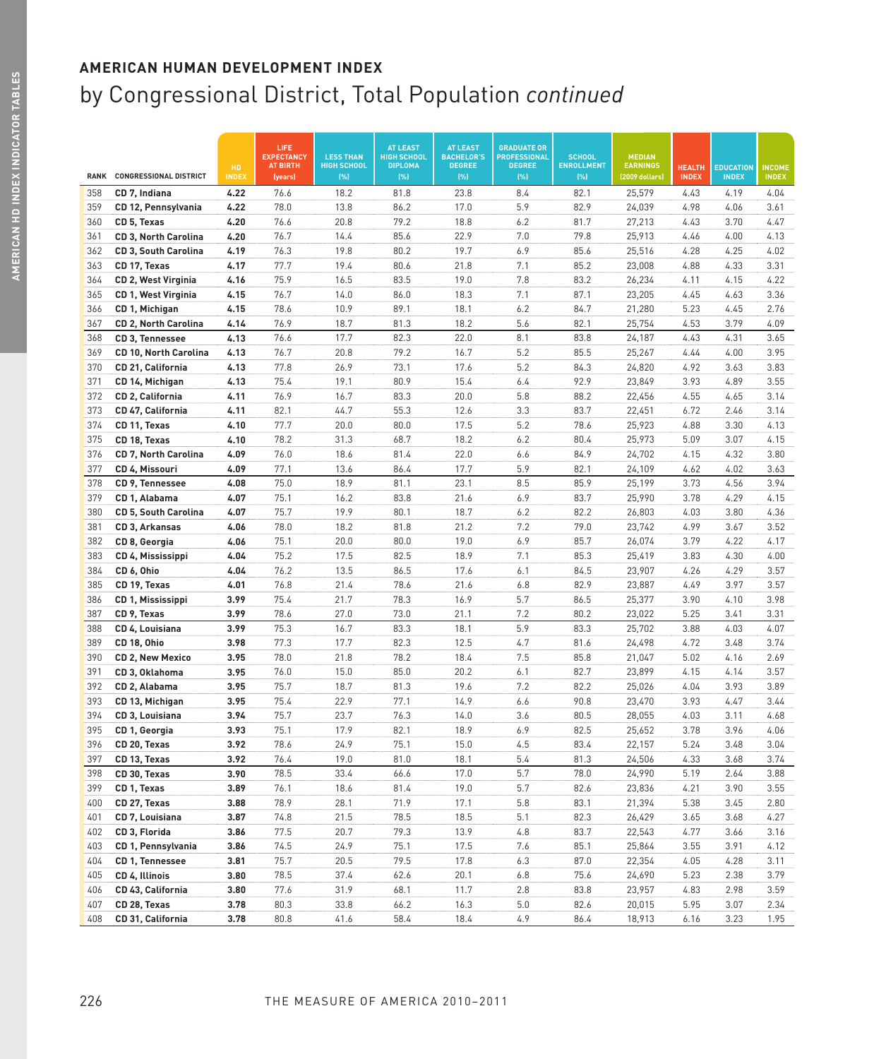## AMERICAN HUMAN DEVELOPMENT INDEX

# by Congressional District, Total Population *continued*

| RANK | CONGRESSIONAL DISTRICT | HD INDEX | LIFE EXPECTANCY AT BIRTH (years) | LESS THAN HIGH SCHOOL (%) | AT LEAST HIGH SCHOOL DIPLOMA (%) | AT LEAST BACHELOR'S DEGREE (%) | GRADUATE OR PROFESSIONAL DEGREE (%) | SCHOOL ENROLLMENT (%) | MEDIAN EARNINGS (2009 dollars) | HEALTH INDEX | EDUCATION INDEX | INCOME INDEX |
|---|---|---|---|---|---|---|---|---|---|---|---|---|
| 358 | **CD 7, Indiana** | **4.22** | 76.6 | 18.2 | 81.8 | 23.8 | 8.4 | 82.1 | 25,579 | 4.43 | 4.19 | 4.04 |
| 359 | **CD 12, Pennsylvania** | **4.22** | 78.0 | 13.8 | 86.2 | 17.0 | 5.9 | 82.9 | 24,039 | 4.98 | 4.06 | 3.61 |
| 360 | **CD 5, Texas** | **4.20** | 76.6 | 20.8 | 79.2 | 18.8 | 6.2 | 81.7 | 27,213 | 4.43 | 3.70 | 4.47 |
| 361 | **CD 3, North Carolina** | **4.20** | 76.7 | 14.4 | 85.6 | 22.9 | 7.0 | 79.8 | 25,913 | 4.46 | 4.00 | 4.13 |
| 362 | **CD 3, South Carolina** | **4.19** | 76.3 | 19.8 | 80.2 | 19.7 | 6.9 | 85.6 | 25,516 | 4.28 | 4.25 | 4.02 |
| 363 | **CD 17, Texas** | **4.17** | 77.7 | 19.4 | 80.6 | 21.8 | 7.1 | 85.2 | 23,008 | 4.88 | 4.33 | 3.31 |
| 364 | **CD 2, West Virginia** | **4.16** | 75.9 | 16.5 | 83.5 | 19.0 | 7.8 | 83.2 | 26,234 | 4.11 | 4.15 | 4.22 |
| 365 | **CD 1, West Virginia** | **4.15** | 76.7 | 14.0 | 86.0 | 18.3 | 7.1 | 87.1 | 23,205 | 4.45 | 4.63 | 3.36 |
| 366 | **CD 1, Michigan** | **4.15** | 78.6 | 10.9 | 89.1 | 18.1 | 6.2 | 84.7 | 21,280 | 5.23 | 4.45 | 2.76 |
| 367 | **CD 2, North Carolina** | **4.14** | 76.9 | 18.7 | 81.3 | 18.2 | 5.6 | 82.1 | 25,754 | 4.53 | 3.79 | 4.09 |
| 368 | **CD 3, Tennessee** | **4.13** | 76.6 | 17.7 | 82.3 | 22.0 | 8.1 | 83.8 | 24,187 | 4.43 | 4.31 | 3.65 |
| 369 | **CD 10, North Carolina** | **4.13** | 76.7 | 20.8 | 79.2 | 16.7 | 5.2 | 85.5 | 25,267 | 4.44 | 4.00 | 3.95 |
| 370 | **CD 21, California** | **4.13** | 77.8 | 26.9 | 73.1 | 17.6 | 5.2 | 84.3 | 24,820 | 4.92 | 3.63 | 3.83 |
| 371 | **CD 14, Michigan** | **4.13** | 75.4 | 19.1 | 80.9 | 15.4 | 6.4 | 92.9 | 23,849 | 3.93 | 4.89 | 3.55 |
| 372 | **CD 2, California** | **4.11** | 76.9 | 16.7 | 83.3 | 20.0 | 5.8 | 88.2 | 22,456 | 4.55 | 4.65 | 3.14 |
| 373 | **CD 47, California** | **4.11** | 82.1 | 44.7 | 55.3 | 12.6 | 3.3 | 83.7 | 22,451 | 6.72 | 2.46 | 3.14 |
| 374 | **CD 11, Texas** | **4.10** | 77.7 | 20.0 | 80.0 | 17.5 | 5.2 | 78.6 | 25,923 | 4.88 | 3.30 | 4.13 |
| 375 | **CD 18, Texas** | **4.10** | 78.2 | 31.3 | 68.7 | 18.2 | 6.2 | 80.4 | 25,973 | 5.09 | 3.07 | 4.15 |
| 376 | **CD 7, North Carolina** | **4.09** | 76.0 | 18.6 | 81.4 | 22.0 | 6.6 | 84.9 | 24,702 | 4.15 | 4.32 | 3.80 |
| 377 | **CD 4, Missouri** | **4.09** | 77.1 | 13.6 | 86.4 | 17.7 | 5.9 | 82.1 | 24,109 | 4.62 | 4.02 | 3.63 |
| 378 | **CD 9, Tennessee** | **4.08** | 75.0 | 18.9 | 81.1 | 23.1 | 8.5 | 85.9 | 25,199 | 3.73 | 4.56 | 3.94 |
| 379 | **CD 1, Alabama** | **4.07** | 75.1 | 16.2 | 83.8 | 21.6 | 6.9 | 83.7 | 25,990 | 3.78 | 4.29 | 4.15 |
| 380 | **CD 5, South Carolina** | **4.07** | 75.7 | 19.9 | 80.1 | 18.7 | 6.2 | 82.2 | 26,803 | 4.03 | 3.80 | 4.36 |
| 381 | **CD 3, Arkansas** | **4.06** | 78.0 | 18.2 | 81.8 | 21.2 | 7.2 | 79.0 | 23,742 | 4.99 | 3.67 | 3.52 |
| 382 | **CD 8, Georgia** | **4.06** | 75.1 | 20.0 | 80.0 | 19.0 | 6.9 | 85.7 | 26,074 | 3.79 | 4.22 | 4.17 |
| 383 | **CD 4, Mississippi** | **4.04** | 75.2 | 17.5 | 82.5 | 18.9 | 7.1 | 85.3 | 25,419 | 3.83 | 4.30 | 4.00 |
| 384 | **CD 6, Ohio** | **4.04** | 76.2 | 13.5 | 86.5 | 17.6 | 6.1 | 84.5 | 23,907 | 4.26 | 4.29 | 3.57 |
| 385 | **CD 19, Texas** | **4.01** | 76.8 | 21.4 | 78.6 | 21.6 | 6.8 | 82.9 | 23,887 | 4.49 | 3.97 | 3.57 |
| 386 | **CD 1, Mississippi** | **3.99** | 75.4 | 21.7 | 78.3 | 16.9 | 5.7 | 86.5 | 25,377 | 3.90 | 4.10 | 3.98 |
| 387 | **CD 9, Texas** | **3.99** | 78.6 | 27.0 | 73.0 | 21.1 | 7.2 | 80.2 | 23,022 | 5.25 | 3.41 | 3.31 |
| 388 | **CD 4, Louisiana** | **3.99** | 75.3 | 16.7 | 83.3 | 18.1 | 5.9 | 83.3 | 25,702 | 3.88 | 4.03 | 4.07 |
| 389 | **CD 18, Ohio** | **3.98** | 77.3 | 17.7 | 82.3 | 12.5 | 4.7 | 81.6 | 24,498 | 4.72 | 3.48 | 3.74 |
| 390 | **CD 2, New Mexico** | **3.95** | 78.0 | 21.8 | 78.2 | 18.4 | 7.5 | 85.8 | 21,047 | 5.02 | 4.16 | 2.69 |
| 391 | **CD 3, Oklahoma** | **3.95** | 76.0 | 15.0 | 85.0 | 20.2 | 6.1 | 82.7 | 23,899 | 4.15 | 4.14 | 3.57 |
| 392 | **CD 2, Alabama** | **3.95** | 75.7 | 18.7 | 81.3 | 19.6 | 7.2 | 82.2 | 25,026 | 4.04 | 3.93 | 3.89 |
| 393 | **CD 13, Michigan** | **3.95** | 75.4 | 22.9 | 77.1 | 14.9 | 6.6 | 90.8 | 23,470 | 3.93 | 4.47 | 3.44 |
| 394 | **CD 3, Louisiana** | **3.94** | 75.7 | 23.7 | 76.3 | 14.0 | 3.6 | 80.5 | 28,055 | 4.03 | 3.11 | 4.68 |
| 395 | **CD 1, Georgia** | **3.93** | 75.1 | 17.9 | 82.1 | 18.9 | 6.9 | 82.5 | 25,652 | 3.78 | 3.96 | 4.06 |
| 396 | **CD 20, Texas** | **3.92** | 78.6 | 24.9 | 75.1 | 15.0 | 4.5 | 83.4 | 22,157 | 5.24 | 3.48 | 3.04 |
| 397 | **CD 13, Texas** | **3.92** | 76.4 | 19.0 | 81.0 | 18.1 | 5.4 | 81.3 | 24,506 | 4.33 | 3.68 | 3.74 |
| 398 | **CD 30, Texas** | **3.90** | 78.5 | 33.4 | 66.6 | 17.0 | 5.7 | 78.0 | 24,990 | 5.19 | 2.64 | 3.88 |
| 399 | **CD 1, Texas** | **3.89** | 76.1 | 18.6 | 81.4 | 19.0 | 5.7 | 82.6 | 23,836 | 4.21 | 3.90 | 3.55 |
| 400 | **CD 27, Texas** | **3.88** | 78.9 | 28.1 | 71.9 | 17.1 | 5.8 | 83.1 | 21,394 | 5.38 | 3.45 | 2.80 |
| 401 | **CD 7, Louisiana** | **3.87** | 74.8 | 21.5 | 78.5 | 18.5 | 5.1 | 82.3 | 26,429 | 3.65 | 3.68 | 4.27 |
| 402 | **CD 3, Florida** | **3.86** | 77.5 | 20.7 | 79.3 | 13.9 | 4.8 | 83.7 | 22,543 | 4.77 | 3.66 | 3.16 |
| 403 | **CD 1, Pennsylvania** | **3.86** | 74.5 | 24.9 | 75.1 | 17.5 | 7.6 | 85.1 | 25,864 | 3.55 | 3.91 | 4.12 |
| 404 | **CD 1, Tennessee** | **3.81** | 75.7 | 20.5 | 79.5 | 17.8 | 6.3 | 87.0 | 22,354 | 4.05 | 4.28 | 3.11 |
| 405 | **CD 4, Illinois** | **3.80** | 78.5 | 37.4 | 62.6 | 20.1 | 6.8 | 75.6 | 24,690 | 5.23 | 2.38 | 3.79 |
| 406 | **CD 43, California** | **3.80** | 77.6 | 31.9 | 68.1 | 11.7 | 2.8 | 83.8 | 23,957 | 4.83 | 2.98 | 3.59 |
| 407 | **CD 28, Texas** | **3.78** | 80.3 | 33.8 | 66.2 | 16.3 | 5.0 | 82.6 | 20,015 | 5.95 | 3.07 | 2.34 |
| 408 | **CD 31, California** | **3.78** | 80.8 | 41.6 | 58.4 | 18.4 | 4.9 | 86.4 | 18,913 | 6.16 | 3.23 | 1.95 |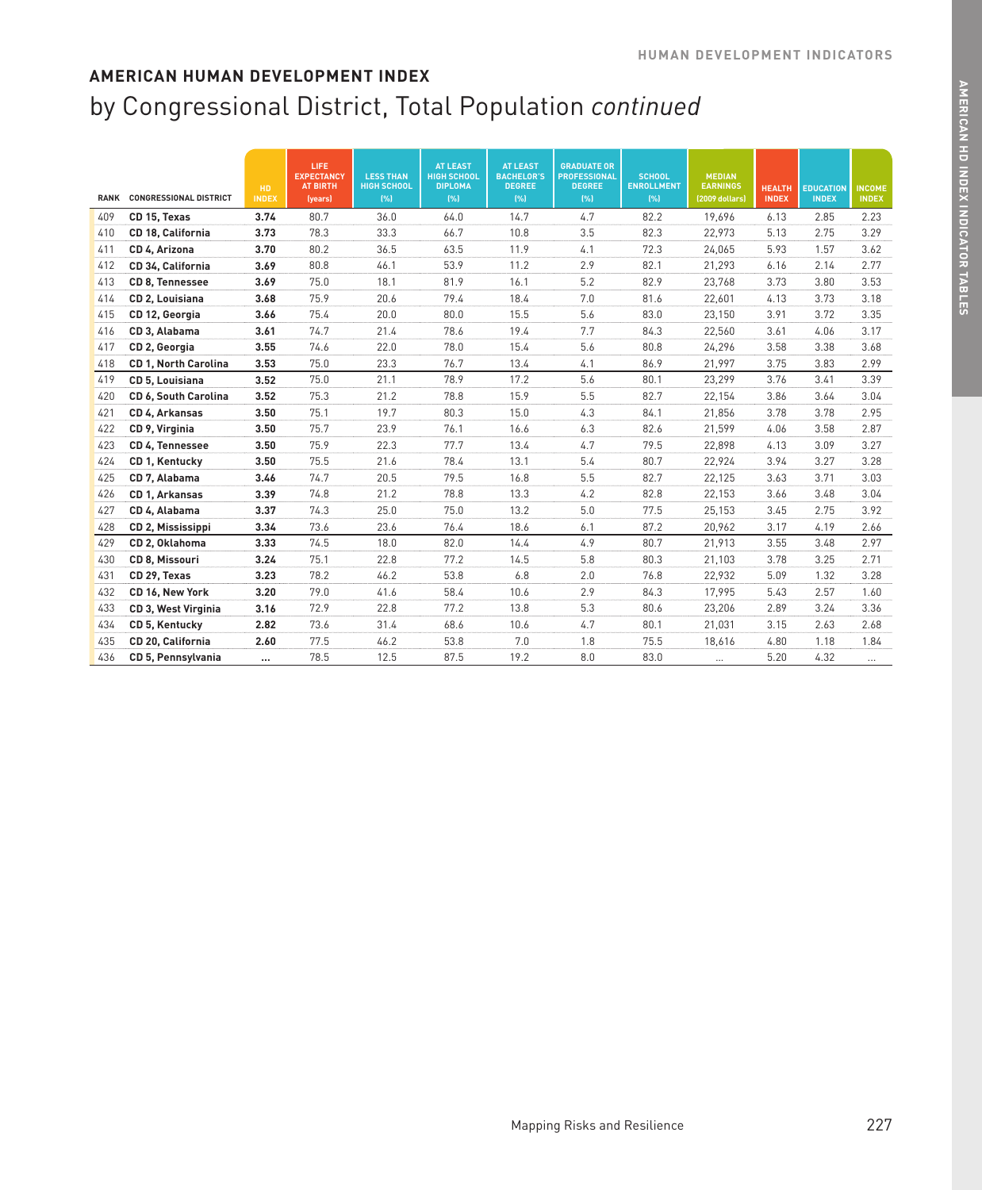## AMERICAN HUMAN DEVELOPMENT INDEX

# by Congressional District, Total Population *continued*

| RANK | CONGRESSIONAL DISTRICT | HD INDEX | LIFE EXPECTANCY AT BIRTH (years) | LESS THAN HIGH SCHOOL (%) | AT LEAST HIGH SCHOOL DIPLOMA (%) | AT LEAST BACHELOR'S DEGREE (%) | GRADUATE OR PROFESSIONAL DEGREE (%) | SCHOOL ENROLLMENT (%) | MEDIAN EARNINGS (2009 dollars) | HEALTH INDEX | EDUCATION INDEX | INCOME INDEX |
|---|---|---|---|---|---|---|---|---|---|---|---|---|
| 409 | **CD 15, Texas** | **3.74** | 80.7 | 36.0 | 64.0 | 14.7 | 4.7 | 82.2 | 19,696 | 6.13 | 2.85 | 2.23 |
| 410 | **CD 18, California** | **3.73** | 78.3 | 33.3 | 66.7 | 10.8 | 3.5 | 82.3 | 22,973 | 5.13 | 2.75 | 3.29 |
| 411 | **CD 4, Arizona** | **3.70** | 80.2 | 36.5 | 63.5 | 11.9 | 4.1 | 72.3 | 24,065 | 5.93 | 1.57 | 3.62 |
| 412 | **CD 34, California** | **3.69** | 80.8 | 46.1 | 53.9 | 11.2 | 2.9 | 82.1 | 21,293 | 6.16 | 2.14 | 2.77 |
| 413 | **CD 8, Tennessee** | **3.69** | 75.0 | 18.1 | 81.9 | 16.1 | 5.2 | 82.9 | 23,768 | 3.73 | 3.80 | 3.53 |
| 414 | **CD 2, Louisiana** | **3.68** | 75.9 | 20.6 | 79.4 | 18.4 | 7.0 | 81.6 | 22,601 | 4.13 | 3.73 | 3.18 |
| 415 | **CD 12, Georgia** | **3.66** | 75.4 | 20.0 | 80.0 | 15.5 | 5.6 | 83.0 | 23,150 | 3.91 | 3.72 | 3.35 |
| 416 | **CD 3, Alabama** | **3.61** | 74.7 | 21.4 | 78.6 | 19.4 | 7.7 | 84.3 | 22,560 | 3.61 | 4.06 | 3.17 |
| 417 | **CD 2, Georgia** | **3.55** | 74.6 | 22.0 | 78.0 | 15.4 | 5.6 | 80.8 | 24,296 | 3.58 | 3.38 | 3.68 |
| 418 | **CD 1, North Carolina** | **3.53** | 75.0 | 23.3 | 76.7 | 13.4 | 4.1 | 86.9 | 21,997 | 3.75 | 3.83 | 2.99 |
| 419 | **CD 5, Louisiana** | **3.52** | 75.0 | 21.1 | 78.9 | 17.2 | 5.6 | 80.1 | 23,299 | 3.76 | 3.41 | 3.39 |
| 420 | **CD 6, South Carolina** | **3.52** | 75.3 | 21.2 | 78.8 | 15.9 | 5.5 | 82.7 | 22,154 | 3.86 | 3.64 | 3.04 |
| 421 | **CD 4, Arkansas** | **3.50** | 75.1 | 19.7 | 80.3 | 15.0 | 4.3 | 84.1 | 21,856 | 3.78 | 3.78 | 2.95 |
| 422 | **CD 9, Virginia** | **3.50** | 75.7 | 23.9 | 76.1 | 16.6 | 6.3 | 82.6 | 21,599 | 4.06 | 3.58 | 2.87 |
| 423 | **CD 4, Tennessee** | **3.50** | 75.9 | 22.3 | 77.7 | 13.4 | 4.7 | 79.5 | 22,898 | 4.13 | 3.09 | 3.27 |
| 424 | **CD 1, Kentucky** | **3.50** | 75.5 | 21.6 | 78.4 | 13.1 | 5.4 | 80.7 | 22,924 | 3.94 | 3.27 | 3.28 |
| 425 | **CD 7, Alabama** | **3.46** | 74.7 | 20.5 | 79.5 | 16.8 | 5.5 | 82.7 | 22,125 | 3.63 | 3.71 | 3.03 |
| 426 | **CD 1, Arkansas** | **3.39** | 74.8 | 21.2 | 78.8 | 13.3 | 4.2 | 82.8 | 22,153 | 3.66 | 3.48 | 3.04 |
| 427 | **CD 4, Alabama** | **3.37** | 74.3 | 25.0 | 75.0 | 13.2 | 5.0 | 77.5 | 25,153 | 3.45 | 2.75 | 3.92 |
| 428 | **CD 2, Mississippi** | **3.34** | 73.6 | 23.6 | 76.4 | 18.6 | 6.1 | 87.2 | 20,962 | 3.17 | 4.19 | 2.66 |
| 429 | **CD 2, Oklahoma** | **3.33** | 74.5 | 18.0 | 82.0 | 14.4 | 4.9 | 80.7 | 21,913 | 3.55 | 3.48 | 2.97 |
| 430 | **CD 8, Missouri** | **3.24** | 75.1 | 22.8 | 77.2 | 14.5 | 5.8 | 80.3 | 21,103 | 3.78 | 3.25 | 2.71 |
| 431 | **CD 29, Texas** | **3.23** | 78.2 | 46.2 | 53.8 | 6.8 | 2.0 | 76.8 | 22,932 | 5.09 | 1.32 | 3.28 |
| 432 | **CD 16, New York** | **3.20** | 79.0 | 41.6 | 58.4 | 10.6 | 2.9 | 84.3 | 17,995 | 5.43 | 2.57 | 1.60 |
| 433 | **CD 3, West Virginia** | **3.16** | 72.9 | 22.8 | 77.2 | 13.8 | 5.3 | 80.6 | 23,206 | 2.89 | 3.24 | 3.36 |
| 434 | **CD 5, Kentucky** | **2.82** | 73.6 | 31.4 | 68.6 | 10.6 | 4.7 | 80.1 | 21,031 | 3.15 | 2.63 | 2.68 |
| 435 | **CD 20, California** | **2.60** | 77.5 | 46.2 | 53.8 | 7.0 | 1.8 | 75.5 | 18,616 | 4.80 | 1.18 | 1.84 |
| 436 | **CD 5, Pennsylvania** | **…** | 78.5 | 12.5 | 87.5 | 19.2 | 8.0 | 83.0 | … | 5.20 | 4.32 | … |